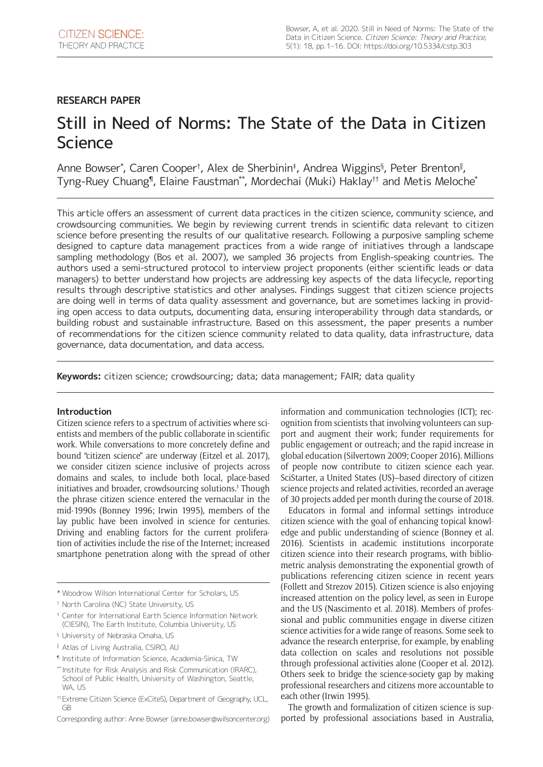RESEARCH PAPER

# Still in Need of Norms: The State of the Data in Citizen Science

Anne Bowser[*], Caren Cooper[†], Alex de Sherbinin[‡], Andrea Wiggins[§], Peter Brenton[‖], Tyng-Ruey Chuang[¶], Elaine Faustman[**], Mordechai (Muki) Haklay[††] and Metis Meloche[*]

This article offers an assessment of current data practices in the citizen science, community science, and crowdsourcing communities. We begin by reviewing current trends in scientific data relevant to citizen science before presenting the results of our qualitative research. Following a purposive sampling scheme designed to capture data management practices from a wide range of initiatives through a landscape sampling methodology (Bos et al. 2007), we sampled 36 projects from English-speaking countries. The authors used a semi-structured protocol to interview project proponents (either scientific leads or data managers) to better understand how projects are addressing key aspects of the data lifecycle, reporting results through descriptive statistics and other analyses. Findings suggest that citizen science projects are doing well in terms of data quality assessment and governance, but are sometimes lacking in providing open access to data outputs, documenting data, ensuring interoperability through data standards, or building robust and sustainable infrastructure. Based on this assessment, the paper presents a number of recommendations for the citizen science community related to data quality, data infrastructure, data governance, data documentation, and data access.

**Keywords:** citizen science; crowdsourcing; data; data management; FAIR; data quality

## Introduction

Citizen science refers to a spectrum of activities where scientists and members of the public collaborate in scientific work. While conversations to more concretely define and bound "citizen science" are underway (Eitzel et al. 2017), we consider citizen science inclusive of projects across domains and scales, to include both local, place-based initiatives and broader, crowdsourcing solutions.[1] Though the phrase citizen science entered the vernacular in the mid-1990s (Bonney 1996; Irwin 1995), members of the lay public have been involved in science for centuries. Driving and enabling factors for the current proliferation of activities include the rise of the Internet; increased smartphone penetration along with the spread of other information and communication technologies (ICT); recognition from scientists that involving volunteers can support and augment their work; funder requirements for public engagement or outreach; and the rapid increase in global education (Silvertown 2009; Cooper 2016). Millions of people now contribute to citizen science each year. SciStarter, a United States (US)–based directory of citizen science projects and related activities, recorded an average of 30 projects added per month during the course of 2018.

Educators in formal and informal settings introduce citizen science with the goal of enhancing topical knowledge and public understanding of science (Bonney et al. 2016). Scientists in academic institutions incorporate citizen science into their research programs, with bibliometric analysis demonstrating the exponential growth of publications referencing citizen science in recent years (Follett and Strezov 2015). Citizen science is also enjoying increased attention on the policy level, as seen in Europe and the US (Nascimento et al. 2018). Members of professional and public communities engage in diverse citizen science activities for a wide range of reasons. Some seek to advance the research enterprise, for example, by enabling data collection on scales and resolutions not possible through professional activities alone (Cooper et al. 2012). Others seek to bridge the science-society gap by making professional researchers and citizens more accountable to each other (Irwin 1995).

The growth and formalization of citizen science is supported by professional associations based in Australia,

[*] Woodrow Wilson International Center for Scholars, US

[†] North Carolina (NC) State University, US

[‡] Center for International Earth Science Information Network (CIESIN), The Earth Institute, Columbia University, US

[§] University of Nebraska Omaha, US

[‖] Atlas of Living Australia, CSIRO, AU

[¶] Institute of Information Science, Academia-Sinica, TW

[**] Institute for Risk Analysis and Risk Communication (IRARC), School of Public Health, University of Washington, Seattle, WA, US

[††] Extreme Citizen Science (ExCiteS), Department of Geography, UCL, GB

Corresponding author: Anne Bowser (anne.bowser@wilsoncenter.org)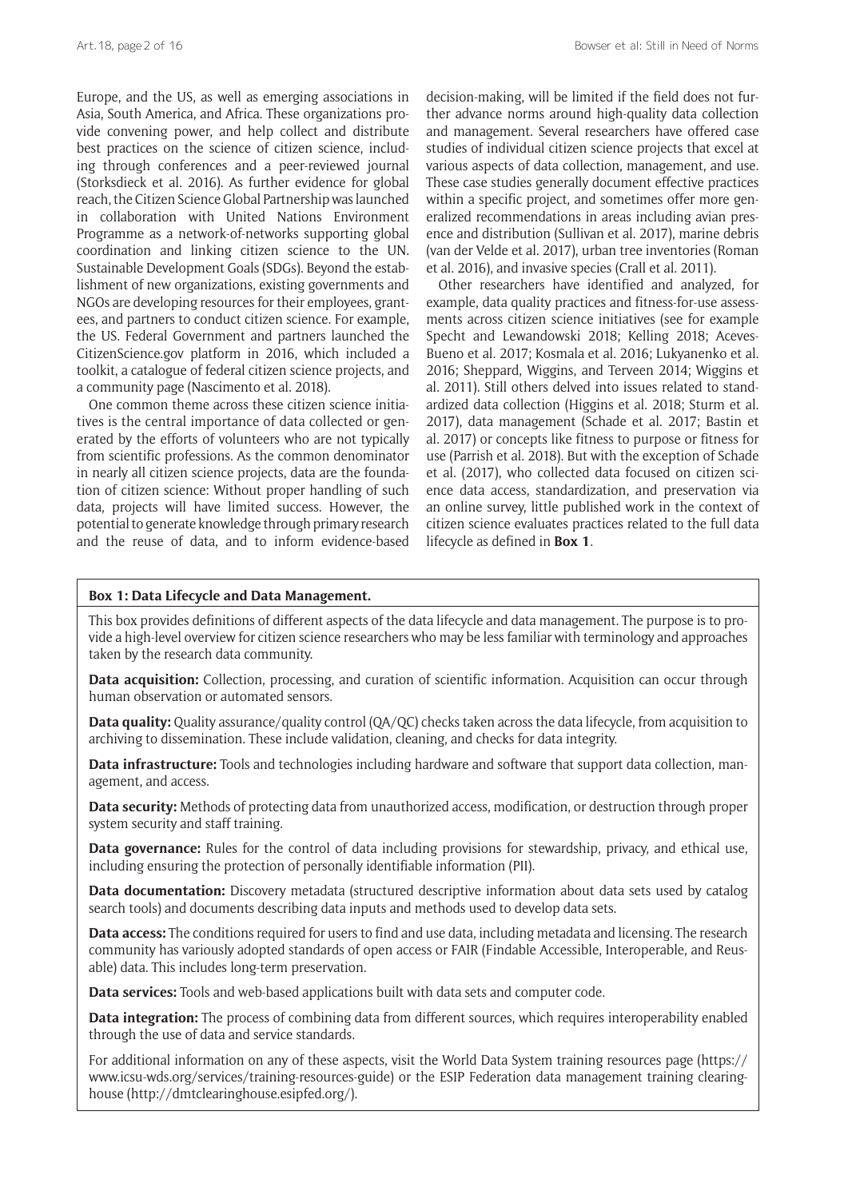Europe, and the US, as well as emerging associations in Asia, South America, and Africa. These organizations provide convening power, and help collect and distribute best practices on the science of citizen science, including through conferences and a peer-reviewed journal (Storksdieck et al. 2016). As further evidence for global reach, the Citizen Science Global Partnership was launched in collaboration with United Nations Environment Programme as a network-of-networks supporting global coordination and linking citizen science to the UN. Sustainable Development Goals (SDGs). Beyond the establishment of new organizations, existing governments and NGOs are developing resources for their employees, grantees, and partners to conduct citizen science. For example, the US. Federal Government and partners launched the CitizenScience.gov platform in 2016, which included a toolkit, a catalogue of federal citizen science projects, and a community page (Nascimento et al. 2018).

One common theme across these citizen science initiatives is the central importance of data collected or generated by the efforts of volunteers who are not typically from scientific professions. As the common denominator in nearly all citizen science projects, data are the foundation of citizen science: Without proper handling of such data, projects will have limited success. However, the potential to generate knowledge through primary research and the reuse of data, and to inform evidence-based decision-making, will be limited if the field does not further advance norms around high-quality data collection and management. Several researchers have offered case studies of individual citizen science projects that excel at various aspects of data collection, management, and use. These case studies generally document effective practices within a specific project, and sometimes offer more generalized recommendations in areas including avian presence and distribution (Sullivan et al. 2017), marine debris (van der Velde et al. 2017), urban tree inventories (Roman et al. 2016), and invasive species (Crall et al. 2011).

Other researchers have identified and analyzed, for example, data quality practices and fitness-for-use assessments across citizen science initiatives (see for example Specht and Lewandowski 2018; Kelling 2018; Aceves-Bueno et al. 2017; Kosmala et al. 2016; Lukyanenko et al. 2016; Sheppard, Wiggins, and Terveen 2014; Wiggins et al. 2011). Still others delved into issues related to standardized data collection (Higgins et al. 2018; Sturm et al. 2017), data management (Schade et al. 2017; Bastin et al. 2017) or concepts like fitness to purpose or fitness for use (Parrish et al. 2018). But with the exception of Schade et al. (2017), who collected data focused on citizen science data access, standardization, and preservation via an online survey, little published work in the context of citizen science evaluates practices related to the full data lifecycle as defined in **Box 1**.

**Box 1: Data Lifecycle and Data Management.**

This box provides definitions of different aspects of the data lifecycle and data management. The purpose is to provide a high-level overview for citizen science researchers who may be less familiar with terminology and approaches taken by the research data community.

**Data acquisition:** Collection, processing, and curation of scientific information. Acquisition can occur through human observation or automated sensors.

**Data quality:** Quality assurance/quality control (QA/QC) checks taken across the data lifecycle, from acquisition to archiving to dissemination. These include validation, cleaning, and checks for data integrity.

**Data infrastructure:** Tools and technologies including hardware and software that support data collection, management, and access.

**Data security:** Methods of protecting data from unauthorized access, modification, or destruction through proper system security and staff training.

**Data governance:** Rules for the control of data including provisions for stewardship, privacy, and ethical use, including ensuring the protection of personally identifiable information (PII).

**Data documentation:** Discovery metadata (structured descriptive information about data sets used by catalog search tools) and documents describing data inputs and methods used to develop data sets.

**Data access:** The conditions required for users to find and use data, including metadata and licensing. The research community has variously adopted standards of open access or FAIR (Findable Accessible, Interoperable, and Reusable) data. This includes long-term preservation.

**Data services:** Tools and web-based applications built with data sets and computer code.

**Data integration:** The process of combining data from different sources, which requires interoperability enabled through the use of data and service standards.

For additional information on any of these aspects, visit the World Data System training resources page (https://www.icsu-wds.org/services/training-resources-guide) or the ESIP Federation data management training clearinghouse (http://dmtclearinghouse.esipfed.org/).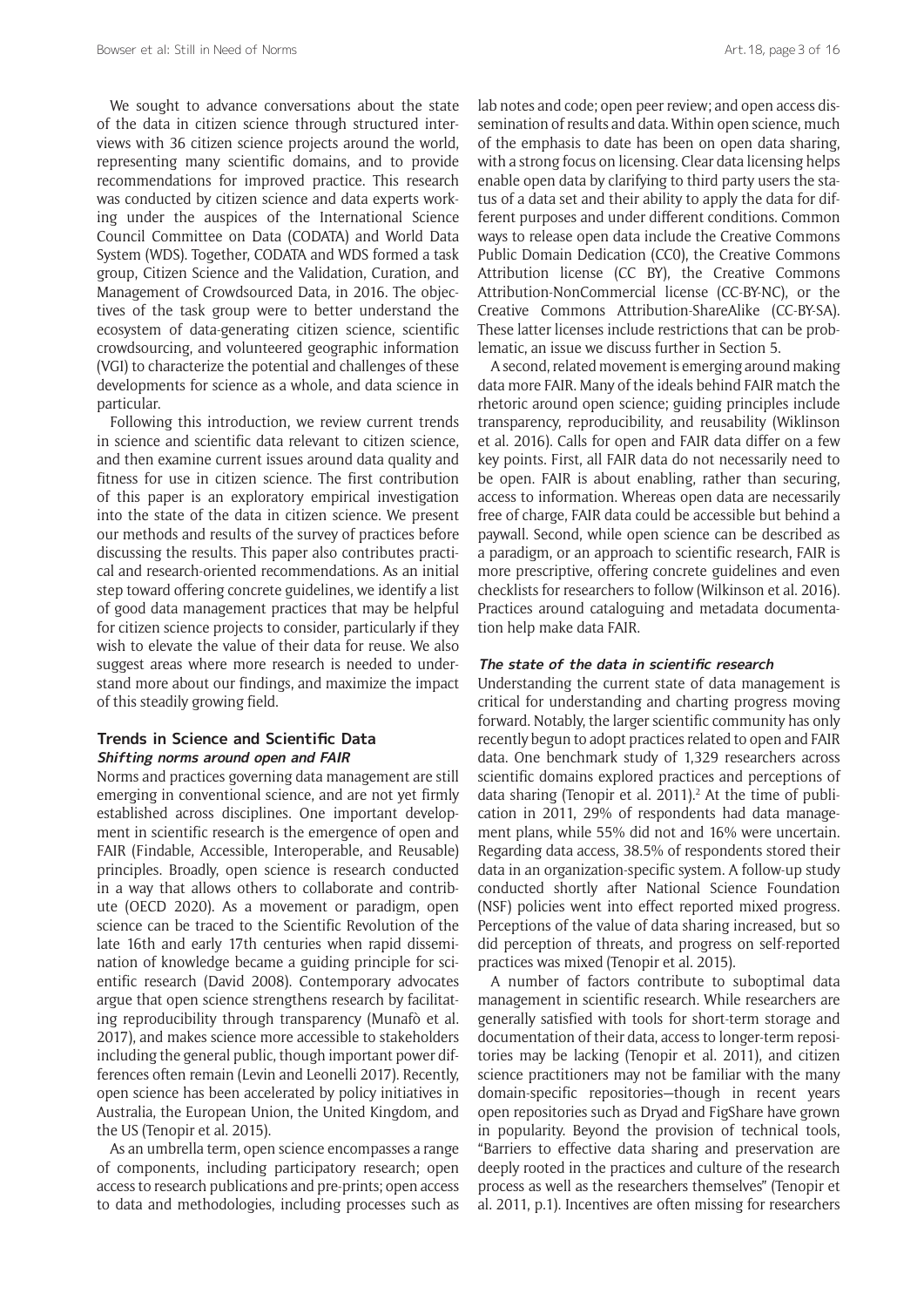We sought to advance conversations about the state of the data in citizen science through structured interviews with 36 citizen science projects around the world, representing many scientific domains, and to provide recommendations for improved practice. This research was conducted by citizen science and data experts working under the auspices of the International Science Council Committee on Data (CODATA) and World Data System (WDS). Together, CODATA and WDS formed a task group, Citizen Science and the Validation, Curation, and Management of Crowdsourced Data, in 2016. The objectives of the task group were to better understand the ecosystem of data-generating citizen science, scientific crowdsourcing, and volunteered geographic information (VGI) to characterize the potential and challenges of these developments for science as a whole, and data science in particular.

Following this introduction, we review current trends in science and scientific data relevant to citizen science, and then examine current issues around data quality and fitness for use in citizen science. The first contribution of this paper is an exploratory empirical investigation into the state of the data in citizen science. We present our methods and results of the survey of practices before discussing the results. This paper also contributes practical and research-oriented recommendations. As an initial step toward offering concrete guidelines, we identify a list of good data management practices that may be helpful for citizen science projects to consider, particularly if they wish to elevate the value of their data for reuse. We also suggest areas where more research is needed to understand more about our findings, and maximize the impact of this steadily growing field.

## Trends in Science and Scientific Data

### *Shifting norms around open and FAIR*

Norms and practices governing data management are still emerging in conventional science, and are not yet firmly established across disciplines. One important development in scientific research is the emergence of open and FAIR (Findable, Accessible, Interoperable, and Reusable) principles. Broadly, open science is research conducted in a way that allows others to collaborate and contribute (OECD 2020). As a movement or paradigm, open science can be traced to the Scientific Revolution of the late 16th and early 17th centuries when rapid dissemination of knowledge became a guiding principle for scientific research (David 2008). Contemporary advocates argue that open science strengthens research by facilitating reproducibility through transparency (Munafò et al. 2017), and makes science more accessible to stakeholders including the general public, though important power differences often remain (Levin and Leonelli 2017). Recently, open science has been accelerated by policy initiatives in Australia, the European Union, the United Kingdom, and the US (Tenopir et al. 2015).

As an umbrella term, open science encompasses a range of components, including participatory research; open access to research publications and pre-prints; open access to data and methodologies, including processes such as lab notes and code; open peer review; and open access dissemination of results and data. Within open science, much of the emphasis to date has been on open data sharing, with a strong focus on licensing. Clear data licensing helps enable open data by clarifying to third party users the status of a data set and their ability to apply the data for different purposes and under different conditions. Common ways to release open data include the Creative Commons Public Domain Dedication (CC0), the Creative Commons Attribution license (CC BY), the Creative Commons Attribution-NonCommercial license (CC-BY-NC), or the Creative Commons Attribution-ShareAlike (CC-BY-SA). These latter licenses include restrictions that can be problematic, an issue we discuss further in Section 5.

A second, related movement is emerging around making data more FAIR. Many of the ideals behind FAIR match the rhetoric around open science; guiding principles include transparency, reproducibility, and reusability (Wiklinson et al. 2016). Calls for open and FAIR data differ on a few key points. First, all FAIR data do not necessarily need to be open. FAIR is about enabling, rather than securing, access to information. Whereas open data are necessarily free of charge, FAIR data could be accessible but behind a paywall. Second, while open science can be described as a paradigm, or an approach to scientific research, FAIR is more prescriptive, offering concrete guidelines and even checklists for researchers to follow (Wilkinson et al. 2016). Practices around cataloguing and metadata documentation help make data FAIR.

### *The state of the data in scientific research*

Understanding the current state of data management is critical for understanding and charting progress moving forward. Notably, the larger scientific community has only recently begun to adopt practices related to open and FAIR data. One benchmark study of 1,329 researchers across scientific domains explored practices and perceptions of data sharing (Tenopir et al. 2011).[2] At the time of publication in 2011, 29% of respondents had data management plans, while 55% did not and 16% were uncertain. Regarding data access, 38.5% of respondents stored their data in an organization-specific system. A follow-up study conducted shortly after National Science Foundation (NSF) policies went into effect reported mixed progress. Perceptions of the value of data sharing increased, but so did perception of threats, and progress on self-reported practices was mixed (Tenopir et al. 2015).

A number of factors contribute to suboptimal data management in scientific research. While researchers are generally satisfied with tools for short-term storage and documentation of their data, access to longer-term repositories may be lacking (Tenopir et al. 2011), and citizen science practitioners may not be familiar with the many domain-specific repositories—though in recent years open repositories such as Dryad and FigShare have grown in popularity. Beyond the provision of technical tools, "Barriers to effective data sharing and preservation are deeply rooted in the practices and culture of the research process as well as the researchers themselves" (Tenopir et al. 2011, p.1). Incentives are often missing for researchers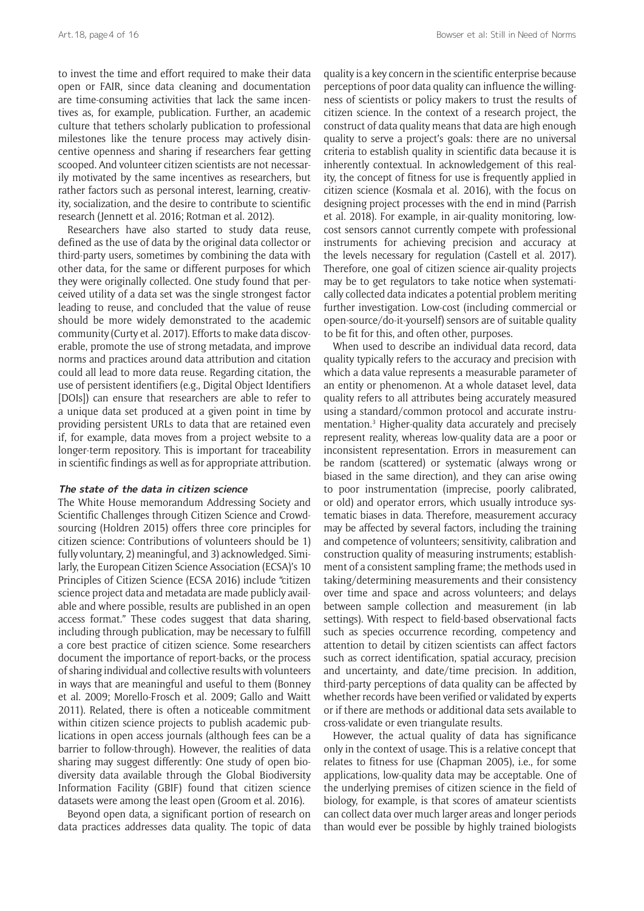to invest the time and effort required to make their data open or FAIR, since data cleaning and documentation are time-consuming activities that lack the same incentives as, for example, publication. Further, an academic culture that tethers scholarly publication to professional milestones like the tenure process may actively disincentive openness and sharing if researchers fear getting scooped. And volunteer citizen scientists are not necessarily motivated by the same incentives as researchers, but rather factors such as personal interest, learning, creativity, socialization, and the desire to contribute to scientific research (Jennett et al. 2016; Rotman et al. 2012).

Researchers have also started to study data reuse, defined as the use of data by the original data collector or third-party users, sometimes by combining the data with other data, for the same or different purposes for which they were originally collected. One study found that perceived utility of a data set was the single strongest factor leading to reuse, and concluded that the value of reuse should be more widely demonstrated to the academic community (Curty et al. 2017). Efforts to make data discoverable, promote the use of strong metadata, and improve norms and practices around data attribution and citation could all lead to more data reuse. Regarding citation, the use of persistent identifiers (e.g., Digital Object Identifiers [DOIs]) can ensure that researchers are able to refer to a unique data set produced at a given point in time by providing persistent URLs to data that are retained even if, for example, data moves from a project website to a longer-term repository. This is important for traceability in scientific findings as well as for appropriate attribution.

### *The state of the data in citizen science*

The White House memorandum Addressing Society and Scientific Challenges through Citizen Science and Crowdsourcing (Holdren 2015) offers three core principles for citizen science: Contributions of volunteers should be 1) fully voluntary, 2) meaningful, and 3) acknowledged. Similarly, the European Citizen Science Association (ECSA)'s 10 Principles of Citizen Science (ECSA 2016) include "citizen science project data and metadata are made publicly available and where possible, results are published in an open access format." These codes suggest that data sharing, including through publication, may be necessary to fulfill a core best practice of citizen science. Some researchers document the importance of report-backs, or the process of sharing individual and collective results with volunteers in ways that are meaningful and useful to them (Bonney et al. 2009; Morello-Frosch et al. 2009; Gallo and Waitt 2011). Related, there is often a noticeable commitment within citizen science projects to publish academic publications in open access journals (although fees can be a barrier to follow-through). However, the realities of data sharing may suggest differently: One study of open biodiversity data available through the Global Biodiversity Information Facility (GBIF) found that citizen science datasets were among the least open (Groom et al. 2016).

Beyond open data, a significant portion of research on data practices addresses data quality. The topic of data quality is a key concern in the scientific enterprise because perceptions of poor data quality can influence the willingness of scientists or policy makers to trust the results of citizen science. In the context of a research project, the construct of data quality means that data are high enough quality to serve a project's goals: there are no universal criteria to establish quality in scientific data because it is inherently contextual. In acknowledgement of this reality, the concept of fitness for use is frequently applied in citizen science (Kosmala et al. 2016), with the focus on designing project processes with the end in mind (Parrish et al. 2018). For example, in air-quality monitoring, low-cost sensors cannot currently compete with professional instruments for achieving precision and accuracy at the levels necessary for regulation (Castell et al. 2017). Therefore, one goal of citizen science air-quality projects may be to get regulators to take notice when systematically collected data indicates a potential problem meriting further investigation. Low-cost (including commercial or open-source/do-it-yourself) sensors are of suitable quality to be fit for this, and often other, purposes.

When used to describe an individual data record, data quality typically refers to the accuracy and precision with which a data value represents a measurable parameter of an entity or phenomenon. At a whole dataset level, data quality refers to all attributes being accurately measured using a standard/common protocol and accurate instrumentation.[3] Higher-quality data accurately and precisely represent reality, whereas low-quality data are a poor or inconsistent representation. Errors in measurement can be random (scattered) or systematic (always wrong or biased in the same direction), and they can arise owing to poor instrumentation (imprecise, poorly calibrated, or old) and operator errors, which usually introduce systematic biases in data. Therefore, measurement accuracy may be affected by several factors, including the training and competence of volunteers; sensitivity, calibration and construction quality of measuring instruments; establishment of a consistent sampling frame; the methods used in taking/determining measurements and their consistency over time and space and across volunteers; and delays between sample collection and measurement (in lab settings). With respect to field-based observational facts such as species occurrence recording, competency and attention to detail by citizen scientists can affect factors such as correct identification, spatial accuracy, precision and uncertainty, and date/time precision. In addition, third-party perceptions of data quality can be affected by whether records have been verified or validated by experts or if there are methods or additional data sets available to cross-validate or even triangulate results.

However, the actual quality of data has significance only in the context of usage. This is a relative concept that relates to fitness for use (Chapman 2005), i.e., for some applications, low-quality data may be acceptable. One of the underlying premises of citizen science in the field of biology, for example, is that scores of amateur scientists can collect data over much larger areas and longer periods than would ever be possible by highly trained biologists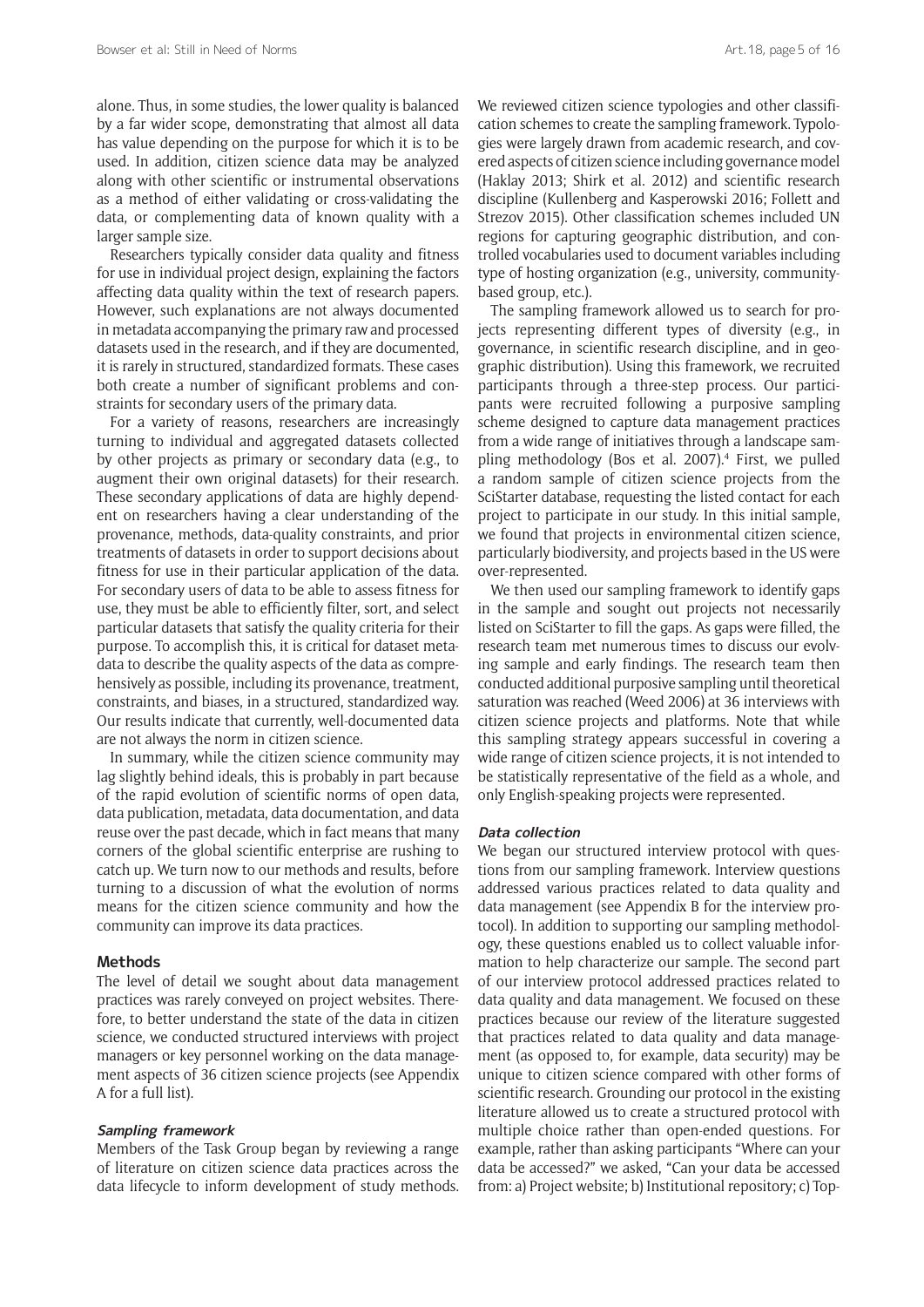alone. Thus, in some studies, the lower quality is balanced by a far wider scope, demonstrating that almost all data has value depending on the purpose for which it is to be used. In addition, citizen science data may be analyzed along with other scientific or instrumental observations as a method of either validating or cross-validating the data, or complementing data of known quality with a larger sample size.

Researchers typically consider data quality and fitness for use in individual project design, explaining the factors affecting data quality within the text of research papers. However, such explanations are not always documented in metadata accompanying the primary raw and processed datasets used in the research, and if they are documented, it is rarely in structured, standardized formats. These cases both create a number of significant problems and constraints for secondary users of the primary data.

For a variety of reasons, researchers are increasingly turning to individual and aggregated datasets collected by other projects as primary or secondary data (e.g., to augment their own original datasets) for their research. These secondary applications of data are highly dependent on researchers having a clear understanding of the provenance, methods, data-quality constraints, and prior treatments of datasets in order to support decisions about fitness for use in their particular application of the data. For secondary users of data to be able to assess fitness for use, they must be able to efficiently filter, sort, and select particular datasets that satisfy the quality criteria for their purpose. To accomplish this, it is critical for dataset metadata to describe the quality aspects of the data as comprehensively as possible, including its provenance, treatment, constraints, and biases, in a structured, standardized way. Our results indicate that currently, well-documented data are not always the norm in citizen science.

In summary, while the citizen science community may lag slightly behind ideals, this is probably in part because of the rapid evolution of scientific norms of open data, data publication, metadata, data documentation, and data reuse over the past decade, which in fact means that many corners of the global scientific enterprise are rushing to catch up. We turn now to our methods and results, before turning to a discussion of what the evolution of norms means for the citizen science community and how the community can improve its data practices.

## Methods

The level of detail we sought about data management practices was rarely conveyed on project websites. Therefore, to better understand the state of the data in citizen science, we conducted structured interviews with project managers or key personnel working on the data management aspects of 36 citizen science projects (see Appendix A for a full list).

### *Sampling framework*

Members of the Task Group began by reviewing a range of literature on citizen science data practices across the data lifecycle to inform development of study methods. We reviewed citizen science typologies and other classification schemes to create the sampling framework. Typologies were largely drawn from academic research, and covered aspects of citizen science including governance model (Haklay 2013; Shirk et al. 2012) and scientific research discipline (Kullenberg and Kasperowski 2016; Follett and Strezov 2015). Other classification schemes included UN regions for capturing geographic distribution, and controlled vocabularies used to document variables including type of hosting organization (e.g., university, community-based group, etc.).

The sampling framework allowed us to search for projects representing different types of diversity (e.g., in governance, in scientific research discipline, and in geographic distribution). Using this framework, we recruited participants through a three-step process. Our participants were recruited following a purposive sampling scheme designed to capture data management practices from a wide range of initiatives through a landscape sampling methodology (Bos et al. 2007).[4] First, we pulled a random sample of citizen science projects from the SciStarter database, requesting the listed contact for each project to participate in our study. In this initial sample, we found that projects in environmental citizen science, particularly biodiversity, and projects based in the US were over-represented.

We then used our sampling framework to identify gaps in the sample and sought out projects not necessarily listed on SciStarter to fill the gaps. As gaps were filled, the research team met numerous times to discuss our evolving sample and early findings. The research team then conducted additional purposive sampling until theoretical saturation was reached (Weed 2006) at 36 interviews with citizen science projects and platforms. Note that while this sampling strategy appears successful in covering a wide range of citizen science projects, it is not intended to be statistically representative of the field as a whole, and only English-speaking projects were represented.

### *Data collection*

We began our structured interview protocol with questions from our sampling framework. Interview questions addressed various practices related to data quality and data management (see Appendix B for the interview protocol). In addition to supporting our sampling methodology, these questions enabled us to collect valuable information to help characterize our sample. The second part of our interview protocol addressed practices related to data quality and data management. We focused on these practices because our review of the literature suggested that practices related to data quality and data management (as opposed to, for example, data security) may be unique to citizen science compared with other forms of scientific research. Grounding our protocol in the existing literature allowed us to create a structured protocol with multiple choice rather than open-ended questions. For example, rather than asking participants "Where can your data be accessed?" we asked, "Can your data be accessed from: a) Project website; b) Institutional repository; c) Top-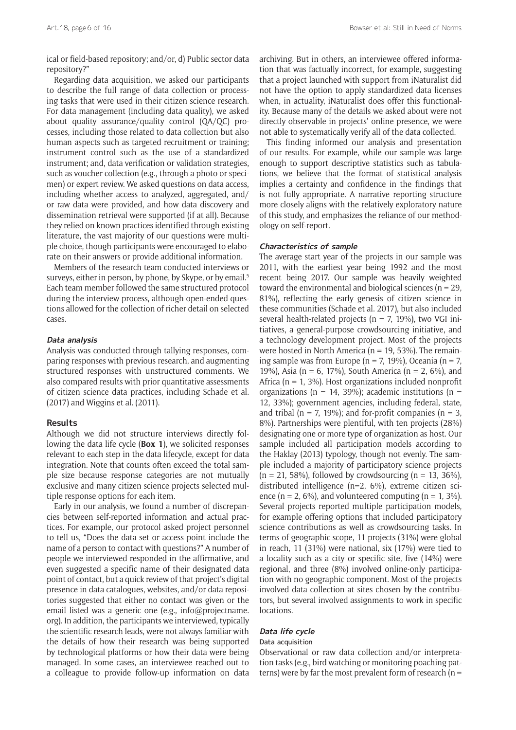ical or field-based repository; and/or, d) Public sector data repository?"

Regarding data acquisition, we asked our participants to describe the full range of data collection or processing tasks that were used in their citizen science research. For data management (including data quality), we asked about quality assurance/quality control (QA/QC) processes, including those related to data collection but also human aspects such as targeted recruitment or training; instrument control such as the use of a standardized instrument; and, data verification or validation strategies, such as voucher collection (e.g., through a photo or specimen) or expert review. We asked questions on data access, including whether access to analyzed, aggregated, and/or raw data were provided, and how data discovery and dissemination retrieval were supported (if at all). Because they relied on known practices identified through existing literature, the vast majority of our questions were multiple choice, though participants were encouraged to elaborate on their answers or provide additional information.

Members of the research team conducted interviews or surveys, either in person, by phone, by Skype, or by email.[5] Each team member followed the same structured protocol during the interview process, although open-ended questions allowed for the collection of richer detail on selected cases.

#### *Data analysis*

Analysis was conducted through tallying responses, comparing responses with previous research, and augmenting structured responses with unstructured comments. We also compared results with prior quantitative assessments of citizen science data practices, including Schade et al. (2017) and Wiggins et al. (2011).

## Results

Although we did not structure interviews directly following the data life cycle (**Box 1**), we solicited responses relevant to each step in the data lifecycle, except for data integration. Note that counts often exceed the total sample size because response categories are not mutually exclusive and many citizen science projects selected multiple response options for each item.

Early in our analysis, we found a number of discrepancies between self-reported information and actual practices. For example, our protocol asked project personnel to tell us, "Does the data set or access point include the name of a person to contact with questions?" A number of people we interviewed responded in the affirmative, and even suggested a specific name of their designated data point of contact, but a quick review of that project's digital presence in data catalogues, websites, and/or data repositories suggested that either no contact was given or the email listed was a generic one (e.g., info@projectname.org). In addition, the participants we interviewed, typically the scientific research leads, were not always familiar with the details of how their research was being supported by technological platforms or how their data were being managed. In some cases, an interviewee reached out to a colleague to provide follow-up information on data archiving. But in others, an interviewee offered information that was factually incorrect, for example, suggesting that a project launched with support from iNaturalist did not have the option to apply standardized data licenses when, in actuality, iNaturalist does offer this functionality. Because many of the details we asked about were not directly observable in projects' online presence, we were not able to systematically verify all of the data collected.

This finding informed our analysis and presentation of our results. For example, while our sample was large enough to support descriptive statistics such as tabulations, we believe that the format of statistical analysis implies a certainty and confidence in the findings that is not fully appropriate. A narrative reporting structure more closely aligns with the relatively exploratory nature of this study, and emphasizes the reliance of our methodology on self-report.

#### *Characteristics of sample*

The average start year of the projects in our sample was 2011, with the earliest year being 1992 and the most recent being 2017. Our sample was heavily weighted toward the environmental and biological sciences (n = 29, 81%), reflecting the early genesis of citizen science in these communities (Schade et al. 2017), but also included several health-related projects (n = 7, 19%), two VGI initiatives, a general-purpose crowdsourcing initiative, and a technology development project. Most of the projects were hosted in North America (n = 19, 53%). The remaining sample was from Europe (n = 7, 19%), Oceania (n = 7, 19%), Asia (n = 6, 17%), South America (n = 2, 6%), and Africa (n = 1, 3%). Host organizations included nonprofit organizations (n = 14, 39%); academic institutions (n = 12, 33%); government agencies, including federal, state, and tribal (n = 7, 19%); and for-profit companies (n = 3, 8%). Partnerships were plentiful, with ten projects (28%) designating one or more type of organization as host. Our sample included all participation models according to the Haklay (2013) typology, though not evenly. The sample included a majority of participatory science projects (n = 21, 58%), followed by crowdsourcing (n = 13, 36%), distributed intelligence (n=2, 6%), extreme citizen science (n = 2, 6%), and volunteered computing (n = 1, 3%). Several projects reported multiple participation models, for example offering options that included participatory science contributions as well as crowdsourcing tasks. In terms of geographic scope, 11 projects (31%) were global in reach, 11 (31%) were national, six (17%) were tied to a locality such as a city or specific site, five (14%) were regional, and three (8%) involved online-only participation with no geographic component. Most of the projects involved data collection at sites chosen by the contributors, but several involved assignments to work in specific locations.

#### *Data life cycle*

##### Data acquisition

Observational or raw data collection and/or interpretation tasks (e.g., bird watching or monitoring poaching patterns) were by far the most prevalent form of research (n =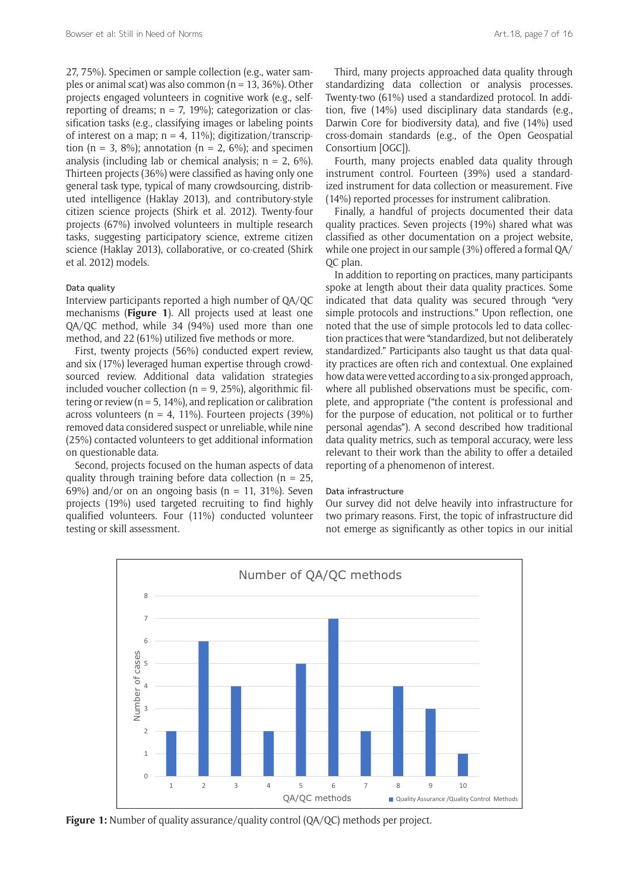27, 75%). Specimen or sample collection (e.g., water samples or animal scat) was also common (n = 13, 36%). Other projects engaged volunteers in cognitive work (e.g., self-reporting of dreams; n = 7, 19%); categorization or classification tasks (e.g., classifying images or labeling points of interest on a map; n = 4, 11%); digitization/transcription (n = 3, 8%); annotation (n = 2, 6%); and specimen analysis (including lab or chemical analysis; n = 2, 6%). Thirteen projects (36%) were classified as having only one general task type, typical of many crowdsourcing, distributed intelligence (Haklay 2013), and contributory-style citizen science projects (Shirk et al. 2012). Twenty-four projects (67%) involved volunteers in multiple research tasks, suggesting participatory science, extreme citizen science (Haklay 2013), collaborative, or co-created (Shirk et al. 2012) models.

### Data quality

Interview participants reported a high number of QA/QC mechanisms (**Figure 1**). All projects used at least one QA/QC method, while 34 (94%) used more than one method, and 22 (61%) utilized five methods or more.

First, twenty projects (56%) conducted expert review, and six (17%) leveraged human expertise through crowdsourced review. Additional data validation strategies included voucher collection (n = 9, 25%), algorithmic filtering or review (n = 5, 14%), and replication or calibration across volunteers (n = 4, 11%). Fourteen projects (39%) removed data considered suspect or unreliable, while nine (25%) contacted volunteers to get additional information on questionable data.

Second, projects focused on the human aspects of data quality through training before data collection (n = 25, 69%) and/or on an ongoing basis (n = 11, 31%). Seven projects (19%) used targeted recruiting to find highly qualified volunteers. Four (11%) conducted volunteer testing or skill assessment.

Third, many projects approached data quality through standardizing data collection or analysis processes. Twenty-two (61%) used a standardized protocol. In addition, five (14%) used disciplinary data standards (e.g., Darwin Core for biodiversity data), and five (14%) used cross-domain standards (e.g., of the Open Geospatial Consortium [OGC]).

Fourth, many projects enabled data quality through instrument control. Fourteen (39%) used a standardized instrument for data collection or measurement. Five (14%) reported processes for instrument calibration.

Finally, a handful of projects documented their data quality practices. Seven projects (19%) shared what was classified as other documentation on a project website, while one project in our sample (3%) offered a formal QA/QC plan.

In addition to reporting on practices, many participants spoke at length about their data quality practices. Some indicated that data quality was secured through "very simple protocols and instructions." Upon reflection, one noted that the use of simple protocols led to data collection practices that were "standardized, but not deliberately standardized." Participants also taught us that data quality practices are often rich and contextual. One explained how data were vetted according to a six-pronged approach, where all published observations must be specific, complete, and appropriate ("the content is professional and for the purpose of education, not political or to further personal agendas"). A second described how traditional data quality metrics, such as temporal accuracy, were less relevant to their work than the ability to offer a detailed reporting of a phenomenon of interest.

### Data infrastructure

Our survey did not delve heavily into infrastructure for two primary reasons. First, the topic of infrastructure did not emerge as significantly as other topics in our initial

**Figure 1:** Number of quality assurance/quality control (QA/QC) methods per project.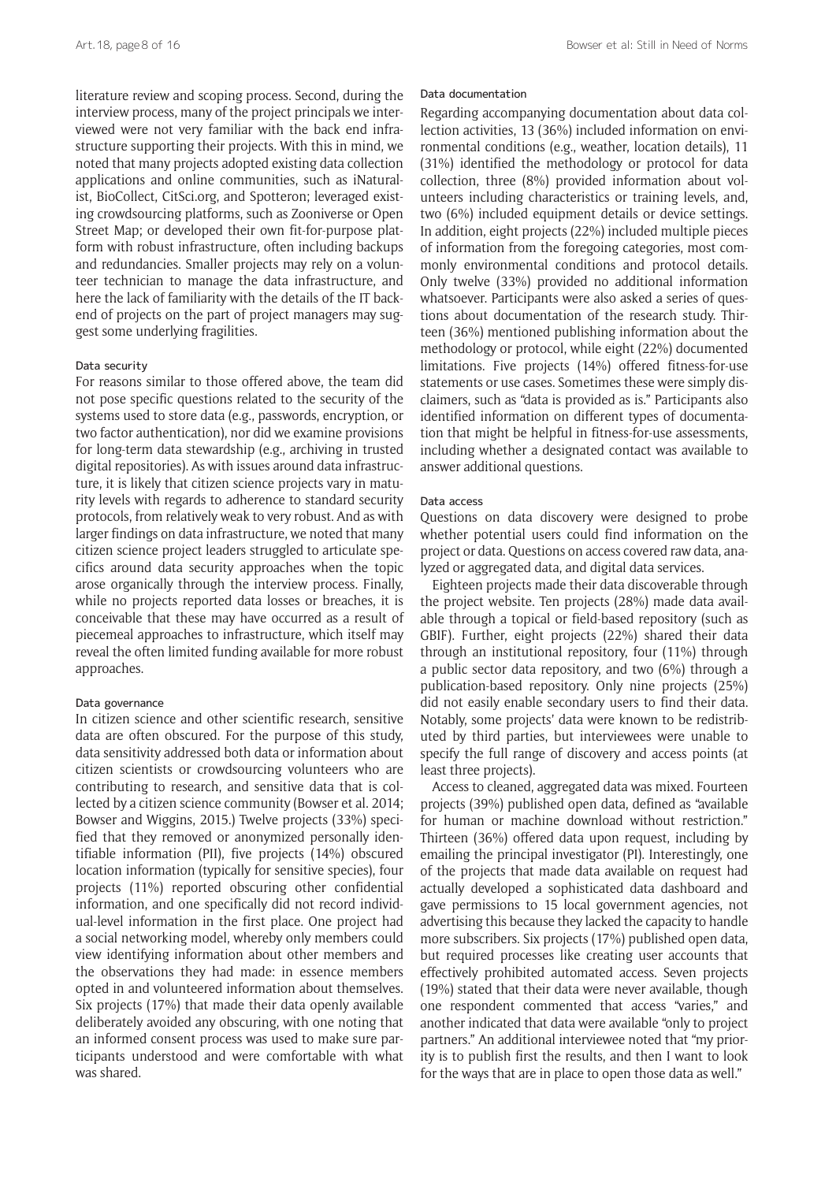literature review and scoping process. Second, during the interview process, many of the project principals we interviewed were not very familiar with the back end infrastructure supporting their projects. With this in mind, we noted that many projects adopted existing data collection applications and online communities, such as iNaturalist, BioCollect, CitSci.org, and Spotteron; leveraged existing crowdsourcing platforms, such as Zooniverse or Open Street Map; or developed their own fit-for-purpose platform with robust infrastructure, often including backups and redundancies. Smaller projects may rely on a volunteer technician to manage the data infrastructure, and here the lack of familiarity with the details of the IT backend of projects on the part of project managers may suggest some underlying fragilities.

#### Data security

For reasons similar to those offered above, the team did not pose specific questions related to the security of the systems used to store data (e.g., passwords, encryption, or two factor authentication), nor did we examine provisions for long-term data stewardship (e.g., archiving in trusted digital repositories). As with issues around data infrastructure, it is likely that citizen science projects vary in maturity levels with regards to adherence to standard security protocols, from relatively weak to very robust. And as with larger findings on data infrastructure, we noted that many citizen science project leaders struggled to articulate specifics around data security approaches when the topic arose organically through the interview process. Finally, while no projects reported data losses or breaches, it is conceivable that these may have occurred as a result of piecemeal approaches to infrastructure, which itself may reveal the often limited funding available for more robust approaches.

#### Data governance

In citizen science and other scientific research, sensitive data are often obscured. For the purpose of this study, data sensitivity addressed both data or information about citizen scientists or crowdsourcing volunteers who are contributing to research, and sensitive data that is collected by a citizen science community (Bowser et al. 2014; Bowser and Wiggins, 2015.) Twelve projects (33%) specified that they removed or anonymized personally identifiable information (PII), five projects (14%) obscured location information (typically for sensitive species), four projects (11%) reported obscuring other confidential information, and one specifically did not record individual-level information in the first place. One project had a social networking model, whereby only members could view identifying information about other members and the observations they had made: in essence members opted in and volunteered information about themselves. Six projects (17%) that made their data openly available deliberately avoided any obscuring, with one noting that an informed consent process was used to make sure participants understood and were comfortable with what was shared.

#### Data documentation

Regarding accompanying documentation about data collection activities, 13 (36%) included information on environmental conditions (e.g., weather, location details), 11 (31%) identified the methodology or protocol for data collection, three (8%) provided information about volunteers including characteristics or training levels, and, two (6%) included equipment details or device settings. In addition, eight projects (22%) included multiple pieces of information from the foregoing categories, most commonly environmental conditions and protocol details. Only twelve (33%) provided no additional information whatsoever. Participants were also asked a series of questions about documentation of the research study. Thirteen (36%) mentioned publishing information about the methodology or protocol, while eight (22%) documented limitations. Five projects (14%) offered fitness-for-use statements or use cases. Sometimes these were simply disclaimers, such as "data is provided as is." Participants also identified information on different types of documentation that might be helpful in fitness-for-use assessments, including whether a designated contact was available to answer additional questions.

#### Data access

Questions on data discovery were designed to probe whether potential users could find information on the project or data. Questions on access covered raw data, analyzed or aggregated data, and digital data services.

Eighteen projects made their data discoverable through the project website. Ten projects (28%) made data available through a topical or field-based repository (such as GBIF). Further, eight projects (22%) shared their data through an institutional repository, four (11%) through a public sector data repository, and two (6%) through a publication-based repository. Only nine projects (25%) did not easily enable secondary users to find their data. Notably, some projects' data were known to be redistributed by third parties, but interviewees were unable to specify the full range of discovery and access points (at least three projects).

Access to cleaned, aggregated data was mixed. Fourteen projects (39%) published open data, defined as "available for human or machine download without restriction." Thirteen (36%) offered data upon request, including by emailing the principal investigator (PI). Interestingly, one of the projects that made data available on request had actually developed a sophisticated data dashboard and gave permissions to 15 local government agencies, not advertising this because they lacked the capacity to handle more subscribers. Six projects (17%) published open data, but required processes like creating user accounts that effectively prohibited automated access. Seven projects (19%) stated that their data were never available, though one respondent commented that access "varies," and another indicated that data were available "only to project partners." An additional interviewee noted that "my priority is to publish first the results, and then I want to look for the ways that are in place to open those data as well."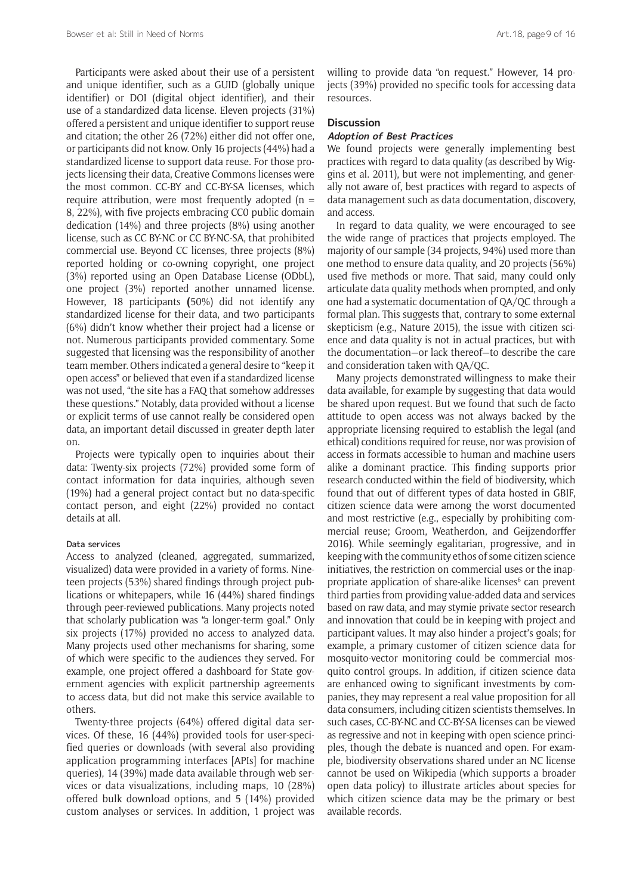Participants were asked about their use of a persistent and unique identifier, such as a GUID (globally unique identifier) or DOI (digital object identifier), and their use of a standardized data license. Eleven projects (31%) offered a persistent and unique identifier to support reuse and citation; the other 26 (72%) either did not offer one, or participants did not know. Only 16 projects (44%) had a standardized license to support data reuse. For those projects licensing their data, Creative Commons licenses were the most common. CC-BY and CC-BY-SA licenses, which require attribution, were most frequently adopted (n = 8, 22%), with five projects embracing CC0 public domain dedication (14%) and three projects (8%) using another license, such as CC BY-NC or CC BY-NC-SA, that prohibited commercial use. Beyond CC licenses, three projects (8%) reported holding or co-owning copyright, one project (3%) reported using an Open Database License (ODbL), one project (3%) reported another unnamed license. However, 18 participants **(**50%) did not identify any standardized license for their data, and two participants (6%) didn't know whether their project had a license or not. Numerous participants provided commentary. Some suggested that licensing was the responsibility of another team member. Others indicated a general desire to "keep it open access" or believed that even if a standardized license was not used, "the site has a FAQ that somehow addresses these questions." Notably, data provided without a license or explicit terms of use cannot really be considered open data, an important detail discussed in greater depth later on.

Projects were typically open to inquiries about their data: Twenty-six projects (72%) provided some form of contact information for data inquiries, although seven (19%) had a general project contact but no data-specific contact person, and eight (22%) provided no contact details at all.

#### Data services

Access to analyzed (cleaned, aggregated, summarized, visualized) data were provided in a variety of forms. Nineteen projects (53%) shared findings through project publications or whitepapers, while 16 (44%) shared findings through peer-reviewed publications. Many projects noted that scholarly publication was "a longer-term goal." Only six projects (17%) provided no access to analyzed data. Many projects used other mechanisms for sharing, some of which were specific to the audiences they served. For example, one project offered a dashboard for State government agencies with explicit partnership agreements to access data, but did not make this service available to others.

Twenty-three projects (64%) offered digital data services. Of these, 16 (44%) provided tools for user-specified queries or downloads (with several also providing application programming interfaces [APIs] for machine queries), 14 (39%) made data available through web services or data visualizations, including maps, 10 (28%) offered bulk download options, and 5 (14%) provided custom analyses or services. In addition, 1 project was willing to provide data "on request." However, 14 projects (39%) provided no specific tools for accessing data resources.

## Discussion

### *Adoption of Best Practices*

We found projects were generally implementing best practices with regard to data quality (as described by Wiggins et al. 2011), but were not implementing, and generally not aware of, best practices with regard to aspects of data management such as data documentation, discovery, and access.

In regard to data quality, we were encouraged to see the wide range of practices that projects employed. The majority of our sample (34 projects, 94%) used more than one method to ensure data quality, and 20 projects (56%) used five methods or more. That said, many could only articulate data quality methods when prompted, and only one had a systematic documentation of QA/QC through a formal plan. This suggests that, contrary to some external skepticism (e.g., Nature 2015), the issue with citizen science and data quality is not in actual practices, but with the documentation—or lack thereof—to describe the care and consideration taken with QA/QC.

Many projects demonstrated willingness to make their data available, for example by suggesting that data would be shared upon request. But we found that such de facto attitude to open access was not always backed by the appropriate licensing required to establish the legal (and ethical) conditions required for reuse, nor was provision of access in formats accessible to human and machine users alike a dominant practice. This finding supports prior research conducted within the field of biodiversity, which found that out of different types of data hosted in GBIF, citizen science data were among the worst documented and most restrictive (e.g., especially by prohibiting commercial reuse; Groom, Weatherdon, and Geijzendorffer 2016). While seemingly egalitarian, progressive, and in keeping with the community ethos of some citizen science initiatives, the restriction on commercial uses or the inappropriate application of share-alike licenses[6] can prevent third parties from providing value-added data and services based on raw data, and may stymie private sector research and innovation that could be in keeping with project and participant values. It may also hinder a project's goals; for example, a primary customer of citizen science data for mosquito-vector monitoring could be commercial mosquito control groups. In addition, if citizen science data are enhanced owing to significant investments by companies, they may represent a real value proposition for all data consumers, including citizen scientists themselves. In such cases, CC-BY-NC and CC-BY-SA licenses can be viewed as regressive and not in keeping with open science principles, though the debate is nuanced and open. For example, biodiversity observations shared under an NC license cannot be used on Wikipedia (which supports a broader open data policy) to illustrate articles about species for which citizen science data may be the primary or best available records.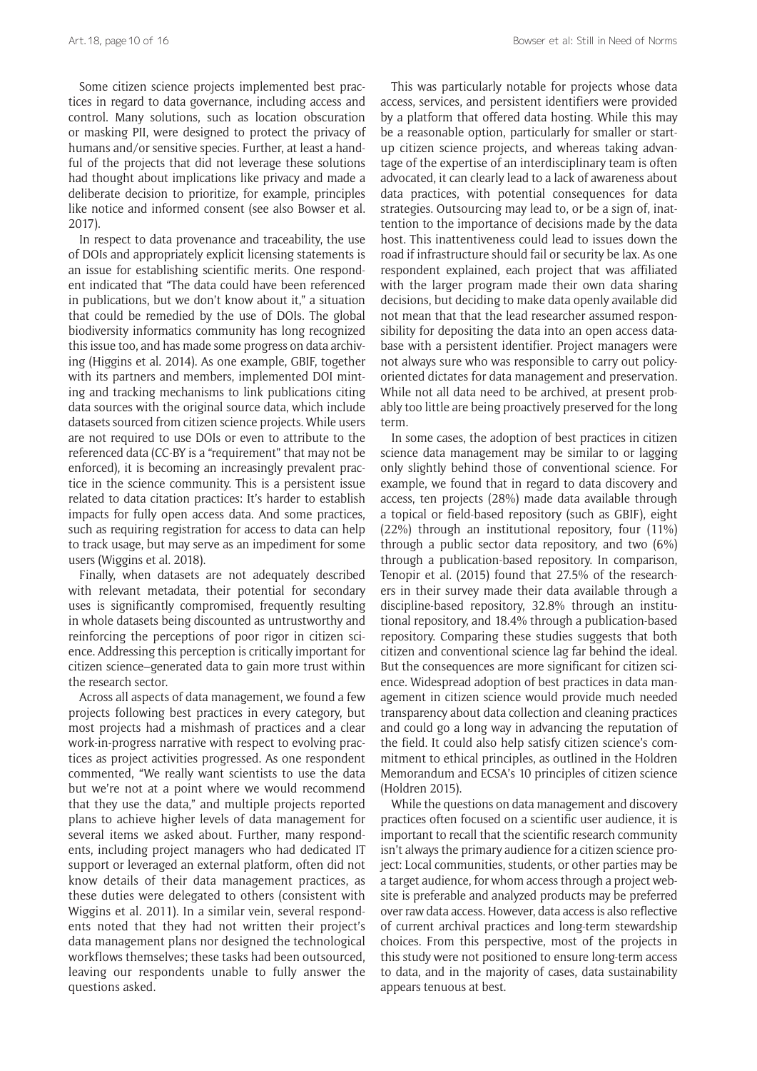Some citizen science projects implemented best practices in regard to data governance, including access and control. Many solutions, such as location obscuration or masking PII, were designed to protect the privacy of humans and/or sensitive species. Further, at least a handful of the projects that did not leverage these solutions had thought about implications like privacy and made a deliberate decision to prioritize, for example, principles like notice and informed consent (see also Bowser et al. 2017).

In respect to data provenance and traceability, the use of DOIs and appropriately explicit licensing statements is an issue for establishing scientific merits. One respondent indicated that "The data could have been referenced in publications, but we don't know about it," a situation that could be remedied by the use of DOIs. The global biodiversity informatics community has long recognized this issue too, and has made some progress on data archiving (Higgins et al. 2014). As one example, GBIF, together with its partners and members, implemented DOI minting and tracking mechanisms to link publications citing data sources with the original source data, which include datasets sourced from citizen science projects. While users are not required to use DOIs or even to attribute to the referenced data (CC-BY is a "requirement" that may not be enforced), it is becoming an increasingly prevalent practice in the science community. This is a persistent issue related to data citation practices: It's harder to establish impacts for fully open access data. And some practices, such as requiring registration for access to data can help to track usage, but may serve as an impediment for some users (Wiggins et al. 2018).

Finally, when datasets are not adequately described with relevant metadata, their potential for secondary uses is significantly compromised, frequently resulting in whole datasets being discounted as untrustworthy and reinforcing the perceptions of poor rigor in citizen science. Addressing this perception is critically important for citizen science–generated data to gain more trust within the research sector.

Across all aspects of data management, we found a few projects following best practices in every category, but most projects had a mishmash of practices and a clear work-in-progress narrative with respect to evolving practices as project activities progressed. As one respondent commented, "We really want scientists to use the data but we're not at a point where we would recommend that they use the data," and multiple projects reported plans to achieve higher levels of data management for several items we asked about. Further, many respondents, including project managers who had dedicated IT support or leveraged an external platform, often did not know details of their data management practices, as these duties were delegated to others (consistent with Wiggins et al. 2011). In a similar vein, several respondents noted that they had not written their project's data management plans nor designed the technological workflows themselves; these tasks had been outsourced, leaving our respondents unable to fully answer the questions asked.

This was particularly notable for projects whose data access, services, and persistent identifiers were provided by a platform that offered data hosting. While this may be a reasonable option, particularly for smaller or start-up citizen science projects, and whereas taking advantage of the expertise of an interdisciplinary team is often advocated, it can clearly lead to a lack of awareness about data practices, with potential consequences for data strategies. Outsourcing may lead to, or be a sign of, inattention to the importance of decisions made by the data host. This inattentiveness could lead to issues down the road if infrastructure should fail or security be lax. As one respondent explained, each project that was affiliated with the larger program made their own data sharing decisions, but deciding to make data openly available did not mean that that the lead researcher assumed responsibility for depositing the data into an open access database with a persistent identifier. Project managers were not always sure who was responsible to carry out policy-oriented dictates for data management and preservation. While not all data need to be archived, at present probably too little are being proactively preserved for the long term.

In some cases, the adoption of best practices in citizen science data management may be similar to or lagging only slightly behind those of conventional science. For example, we found that in regard to data discovery and access, ten projects (28%) made data available through a topical or field-based repository (such as GBIF), eight (22%) through an institutional repository, four (11%) through a public sector data repository, and two (6%) through a publication-based repository. In comparison, Tenopir et al. (2015) found that 27.5% of the researchers in their survey made their data available through a discipline-based repository, 32.8% through an institutional repository, and 18.4% through a publication-based repository. Comparing these studies suggests that both citizen and conventional science lag far behind the ideal. But the consequences are more significant for citizen science. Widespread adoption of best practices in data management in citizen science would provide much needed transparency about data collection and cleaning practices and could go a long way in advancing the reputation of the field. It could also help satisfy citizen science's commitment to ethical principles, as outlined in the Holdren Memorandum and ECSA's 10 principles of citizen science (Holdren 2015).

While the questions on data management and discovery practices often focused on a scientific user audience, it is important to recall that the scientific research community isn't always the primary audience for a citizen science project: Local communities, students, or other parties may be a target audience, for whom access through a project website is preferable and analyzed products may be preferred over raw data access. However, data access is also reflective of current archival practices and long-term stewardship choices. From this perspective, most of the projects in this study were not positioned to ensure long-term access to data, and in the majority of cases, data sustainability appears tenuous at best.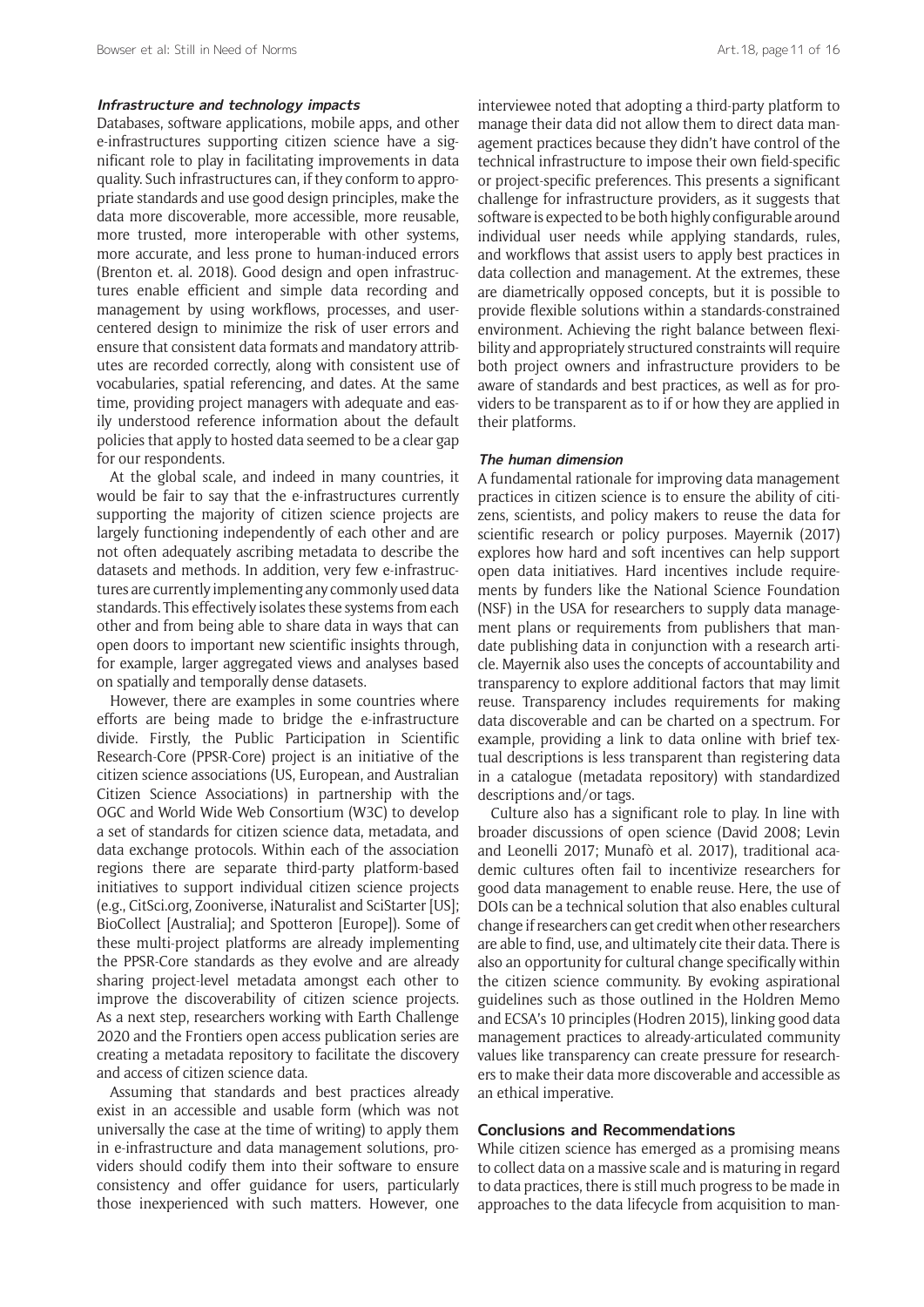### *Infrastructure and technology impacts*

Databases, software applications, mobile apps, and other e-infrastructures supporting citizen science have a significant role to play in facilitating improvements in data quality. Such infrastructures can, if they conform to appropriate standards and use good design principles, make the data more discoverable, more accessible, more reusable, more trusted, more interoperable with other systems, more accurate, and less prone to human-induced errors (Brenton et. al. 2018). Good design and open infrastructures enable efficient and simple data recording and management by using workflows, processes, and user-centered design to minimize the risk of user errors and ensure that consistent data formats and mandatory attributes are recorded correctly, along with consistent use of vocabularies, spatial referencing, and dates. At the same time, providing project managers with adequate and easily understood reference information about the default policies that apply to hosted data seemed to be a clear gap for our respondents.

At the global scale, and indeed in many countries, it would be fair to say that the e-infrastructures currently supporting the majority of citizen science projects are largely functioning independently of each other and are not often adequately ascribing metadata to describe the datasets and methods. In addition, very few e-infrastructures are currently implementing any commonly used data standards. This effectively isolates these systems from each other and from being able to share data in ways that can open doors to important new scientific insights through, for example, larger aggregated views and analyses based on spatially and temporally dense datasets.

However, there are examples in some countries where efforts are being made to bridge the e-infrastructure divide. Firstly, the Public Participation in Scientific Research-Core (PPSR-Core) project is an initiative of the citizen science associations (US, European, and Australian Citizen Science Associations) in partnership with the OGC and World Wide Web Consortium (W3C) to develop a set of standards for citizen science data, metadata, and data exchange protocols. Within each of the association regions there are separate third-party platform-based initiatives to support individual citizen science projects (e.g., CitSci.org, Zooniverse, iNaturalist and SciStarter [US]; BioCollect [Australia]; and Spotteron [Europe]). Some of these multi-project platforms are already implementing the PPSR-Core standards as they evolve and are already sharing project-level metadata amongst each other to improve the discoverability of citizen science projects. As a next step, researchers working with Earth Challenge 2020 and the Frontiers open access publication series are creating a metadata repository to facilitate the discovery and access of citizen science data.

Assuming that standards and best practices already exist in an accessible and usable form (which was not universally the case at the time of writing) to apply them in e-infrastructure and data management solutions, providers should codify them into their software to ensure consistency and offer guidance for users, particularly those inexperienced with such matters. However, one interviewee noted that adopting a third-party platform to manage their data did not allow them to direct data management practices because they didn't have control of the technical infrastructure to impose their own field-specific or project-specific preferences. This presents a significant challenge for infrastructure providers, as it suggests that software is expected to be both highly configurable around individual user needs while applying standards, rules, and workflows that assist users to apply best practices in data collection and management. At the extremes, these are diametrically opposed concepts, but it is possible to provide flexible solutions within a standards-constrained environment. Achieving the right balance between flexibility and appropriately structured constraints will require both project owners and infrastructure providers to be aware of standards and best practices, as well as for providers to be transparent as to if or how they are applied in their platforms.

### *The human dimension*

A fundamental rationale for improving data management practices in citizen science is to ensure the ability of citizens, scientists, and policy makers to reuse the data for scientific research or policy purposes. Mayernik (2017) explores how hard and soft incentives can help support open data initiatives. Hard incentives include requirements by funders like the National Science Foundation (NSF) in the USA for researchers to supply data management plans or requirements from publishers that mandate publishing data in conjunction with a research article. Mayernik also uses the concepts of accountability and transparency to explore additional factors that may limit reuse. Transparency includes requirements for making data discoverable and can be charted on a spectrum. For example, providing a link to data online with brief textual descriptions is less transparent than registering data in a catalogue (metadata repository) with standardized descriptions and/or tags.

Culture also has a significant role to play. In line with broader discussions of open science (David 2008; Levin and Leonelli 2017; Munafò et al. 2017), traditional academic cultures often fail to incentivize researchers for good data management to enable reuse. Here, the use of DOIs can be a technical solution that also enables cultural change if researchers can get credit when other researchers are able to find, use, and ultimately cite their data. There is also an opportunity for cultural change specifically within the citizen science community. By evoking aspirational guidelines such as those outlined in the Holdren Memo and ECSA's 10 principles (Hodren 2015), linking good data management practices to already-articulated community values like transparency can create pressure for researchers to make their data more discoverable and accessible as an ethical imperative.

## Conclusions and Recommendations

While citizen science has emerged as a promising means to collect data on a massive scale and is maturing in regard to data practices, there is still much progress to be made in approaches to the data lifecycle from acquisition to man-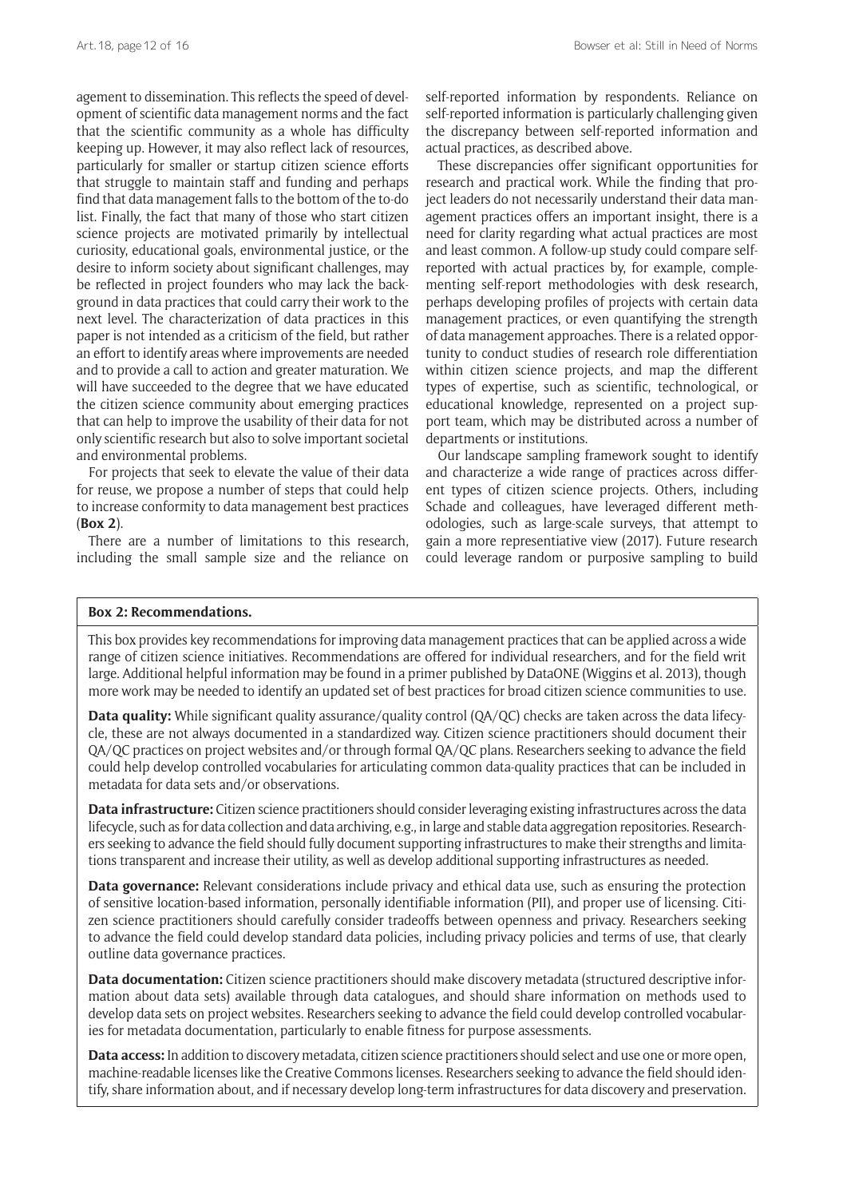agement to dissemination. This reflects the speed of development of scientific data management norms and the fact that the scientific community as a whole has difficulty keeping up. However, it may also reflect lack of resources, particularly for smaller or startup citizen science efforts that struggle to maintain staff and funding and perhaps find that data management falls to the bottom of the to-do list. Finally, the fact that many of those who start citizen science projects are motivated primarily by intellectual curiosity, educational goals, environmental justice, or the desire to inform society about significant challenges, may be reflected in project founders who may lack the background in data practices that could carry their work to the next level. The characterization of data practices in this paper is not intended as a criticism of the field, but rather an effort to identify areas where improvements are needed and to provide a call to action and greater maturation. We will have succeeded to the degree that we have educated the citizen science community about emerging practices that can help to improve the usability of their data for not only scientific research but also to solve important societal and environmental problems.

For projects that seek to elevate the value of their data for reuse, we propose a number of steps that could help to increase conformity to data management best practices (**Box 2**).

There are a number of limitations to this research, including the small sample size and the reliance on self-reported information by respondents. Reliance on self-reported information is particularly challenging given the discrepancy between self-reported information and actual practices, as described above.

These discrepancies offer significant opportunities for research and practical work. While the finding that project leaders do not necessarily understand their data management practices offers an important insight, there is a need for clarity regarding what actual practices are most and least common. A follow-up study could compare self-reported with actual practices by, for example, complementing self-report methodologies with desk research, perhaps developing profiles of projects with certain data management practices, or even quantifying the strength of data management approaches. There is a related opportunity to conduct studies of research role differentiation within citizen science projects, and map the different types of expertise, such as scientific, technological, or educational knowledge, represented on a project support team, which may be distributed across a number of departments or institutions.

Our landscape sampling framework sought to identify and characterize a wide range of practices across different types of citizen science projects. Others, including Schade and colleagues, have leveraged different methodologies, such as large-scale surveys, that attempt to gain a more representiative view (2017). Future research could leverage random or purposive sampling to build

**Box 2: Recommendations.**

This box provides key recommendations for improving data management practices that can be applied across a wide range of citizen science initiatives. Recommendations are offered for individual researchers, and for the field writ large. Additional helpful information may be found in a primer published by DataONE (Wiggins et al. 2013), though more work may be needed to identify an updated set of best practices for broad citizen science communities to use.

**Data quality:** While significant quality assurance/quality control (QA/QC) checks are taken across the data lifecycle, these are not always documented in a standardized way. Citizen science practitioners should document their QA/QC practices on project websites and/or through formal QA/QC plans. Researchers seeking to advance the field could help develop controlled vocabularies for articulating common data-quality practices that can be included in metadata for data sets and/or observations.

**Data infrastructure:** Citizen science practitioners should consider leveraging existing infrastructures across the data lifecycle, such as for data collection and data archiving, e.g., in large and stable data aggregation repositories. Researchers seeking to advance the field should fully document supporting infrastructures to make their strengths and limitations transparent and increase their utility, as well as develop additional supporting infrastructures as needed.

**Data governance:** Relevant considerations include privacy and ethical data use, such as ensuring the protection of sensitive location-based information, personally identifiable information (PII), and proper use of licensing. Citizen science practitioners should carefully consider tradeoffs between openness and privacy. Researchers seeking to advance the field could develop standard data policies, including privacy policies and terms of use, that clearly outline data governance practices.

**Data documentation:** Citizen science practitioners should make discovery metadata (structured descriptive information about data sets) available through data catalogues, and should share information on methods used to develop data sets on project websites. Researchers seeking to advance the field could develop controlled vocabularies for metadata documentation, particularly to enable fitness for purpose assessments.

**Data access:** In addition to discovery metadata, citizen science practitioners should select and use one or more open, machine-readable licenses like the Creative Commons licenses. Researchers seeking to advance the field should identify, share information about, and if necessary develop long-term infrastructures for data discovery and preservation.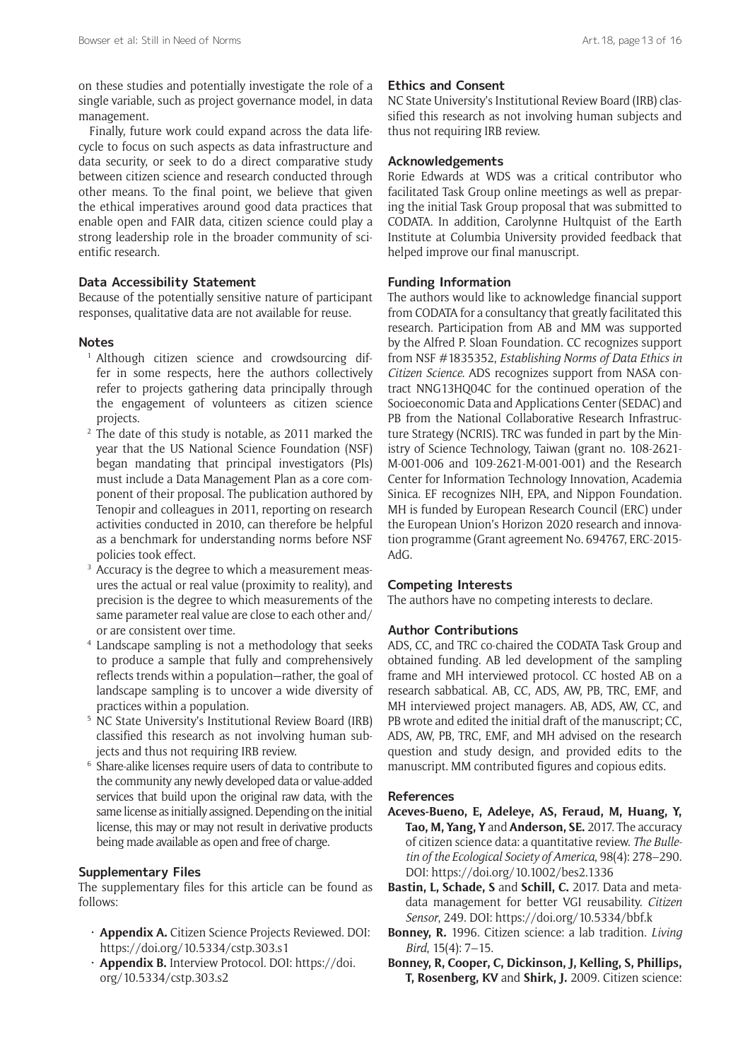on these studies and potentially investigate the role of a single variable, such as project governance model, in data management.

Finally, future work could expand across the data lifecycle to focus on such aspects as data infrastructure and data security, or seek to do a direct comparative study between citizen science and research conducted through other means. To the final point, we believe that given the ethical imperatives around good data practices that enable open and FAIR data, citizen science could play a strong leadership role in the broader community of scientific research.

## Data Accessibility Statement

Because of the potentially sensitive nature of participant responses, qualitative data are not available for reuse.

## Notes

[1] Although citizen science and crowdsourcing differ in some respects, here the authors collectively refer to projects gathering data principally through the engagement of volunteers as citizen science projects.

[2] The date of this study is notable, as 2011 marked the year that the US National Science Foundation (NSF) began mandating that principal investigators (PIs) must include a Data Management Plan as a core component of their proposal. The publication authored by Tenopir and colleagues in 2011, reporting on research activities conducted in 2010, can therefore be helpful as a benchmark for understanding norms before NSF policies took effect.

[3] Accuracy is the degree to which a measurement measures the actual or real value (proximity to reality), and precision is the degree to which measurements of the same parameter real value are close to each other and/or are consistent over time.

[4] Landscape sampling is not a methodology that seeks to produce a sample that fully and comprehensively reflects trends within a population—rather, the goal of landscape sampling is to uncover a wide diversity of practices within a population.

[5] NC State University's Institutional Review Board (IRB) classified this research as not involving human subjects and thus not requiring IRB review.

[6] Share-alike licenses require users of data to contribute to the community any newly developed data or value-added services that build upon the original raw data, with the same license as initially assigned. Depending on the initial license, this may or may not result in derivative products being made available as open and free of charge.

## Supplementary Files

The supplementary files for this article can be found as follows:

- **Appendix A.** Citizen Science Projects Reviewed. DOI: https://doi.org/10.5334/cstp.303.s1
- **Appendix B.** Interview Protocol. DOI: https://doi.org/10.5334/cstp.303.s2

## Ethics and Consent

NC State University's Institutional Review Board (IRB) classified this research as not involving human subjects and thus not requiring IRB review.

## Acknowledgements

Rorie Edwards at WDS was a critical contributor who facilitated Task Group online meetings as well as preparing the initial Task Group proposal that was submitted to CODATA. In addition, Carolynne Hultquist of the Earth Institute at Columbia University provided feedback that helped improve our final manuscript.

## Funding Information

The authors would like to acknowledge financial support from CODATA for a consultancy that greatly facilitated this research. Participation from AB and MM was supported by the Alfred P. Sloan Foundation. CC recognizes support from NSF #1835352, *Establishing Norms of Data Ethics in Citizen Science*. ADS recognizes support from NASA contract NNG13HQ04C for the continued operation of the Socioeconomic Data and Applications Center (SEDAC) and PB from the National Collaborative Research Infrastructure Strategy (NCRIS). TRC was funded in part by the Ministry of Science Technology, Taiwan (grant no. 108-2621-M-001-006 and 109-2621-M-001-001) and the Research Center for Information Technology Innovation, Academia Sinica. EF recognizes NIH, EPA, and Nippon Foundation. MH is funded by European Research Council (ERC) under the European Union's Horizon 2020 research and innovation programme (Grant agreement No. 694767, ERC-2015-AdG.

## Competing Interests

The authors have no competing interests to declare.

## Author Contributions

ADS, CC, and TRC co-chaired the CODATA Task Group and obtained funding. AB led development of the sampling frame and MH interviewed protocol. CC hosted AB on a research sabbatical. AB, CC, ADS, AW, PB, TRC, EMF, and MH interviewed project managers. AB, ADS, AW, CC, and PB wrote and edited the initial draft of the manuscript; CC, ADS, AW, PB, TRC, EMF, and MH advised on the research question and study design, and provided edits to the manuscript. MM contributed figures and copious edits.

## References

**Aceves-Bueno, E, Adeleye, AS, Feraud, M, Huang, Y, Tao, M, Yang, Y** and **Anderson, SE.** 2017. The accuracy of citizen science data: a quantitative review. *The Bulletin of the Ecological Society of America*, 98(4): 278–290. DOI: https://doi.org/10.1002/bes2.1336

**Bastin, L, Schade, S** and **Schill, C.** 2017. Data and metadata management for better VGI reusability. *Citizen Sensor*, 249. DOI: https://doi.org/10.5334/bbf.k

**Bonney, R.** 1996. Citizen science: a lab tradition. *Living Bird*, 15(4): 7–15.

**Bonney, R, Cooper, C, Dickinson, J, Kelling, S, Phillips, T, Rosenberg, KV** and **Shirk, J.** 2009. Citizen science: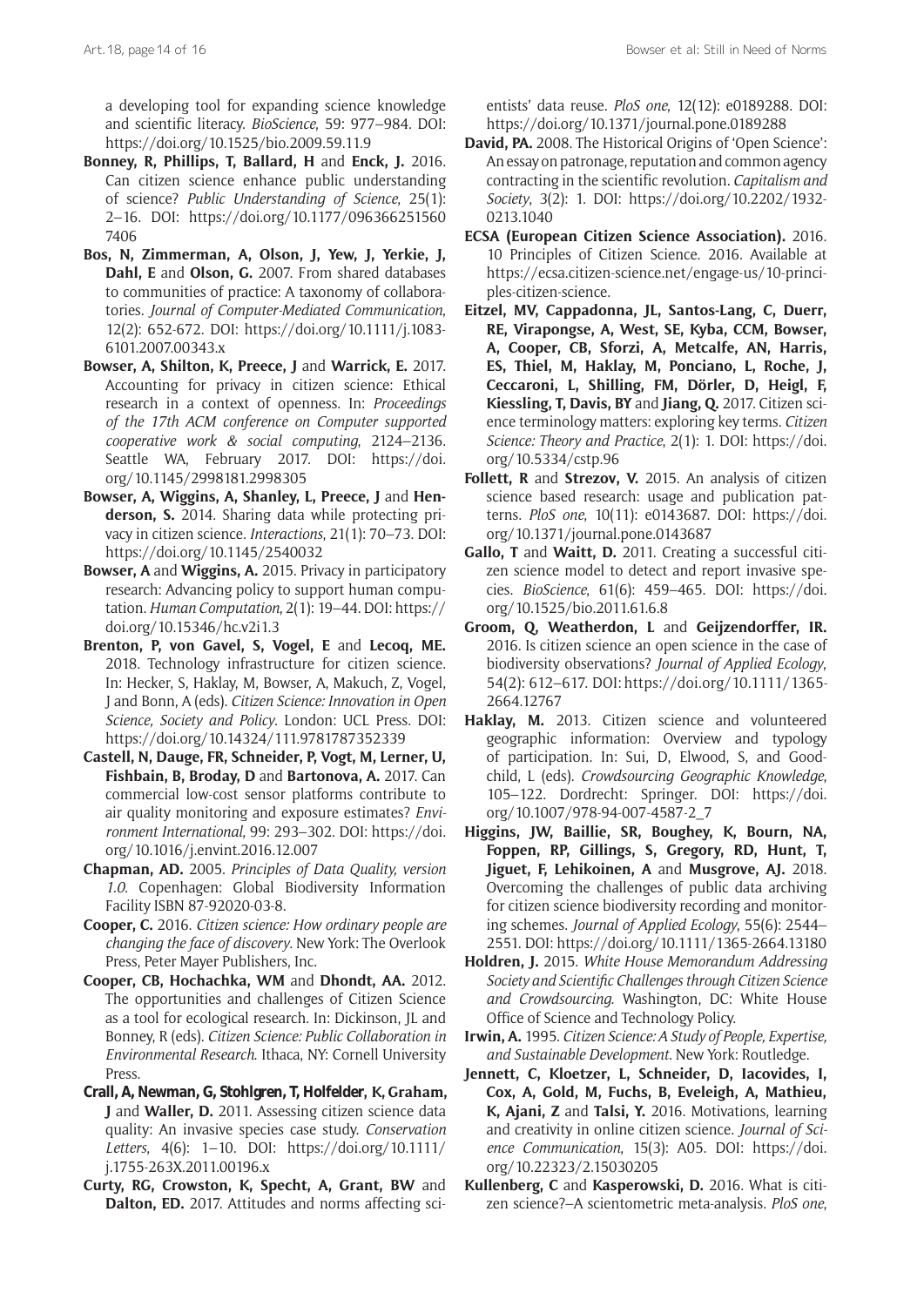a developing tool for expanding science knowledge and scientific literacy. *BioScience*, 59: 977–984. DOI: https://doi.org/10.1525/bio.2009.59.11.9

**Bonney, R, Phillips, T, Ballard, H** and **Enck, J.** 2016. Can citizen science enhance public understanding of science? *Public Understanding of Science*, 25(1): 2–16. DOI: https://doi.org/10.1177/0963662515607406

**Bos, N, Zimmerman, A, Olson, J, Yew, J, Yerkie, J, Dahl, E** and **Olson, G.** 2007. From shared databases to communities of practice: A taxonomy of collaboratories. *Journal of Computer-Mediated Communication*, 12(2): 652-672. DOI: https://doi.org/10.1111/j.1083-6101.2007.00343.x

**Bowser, A, Shilton, K, Preece, J** and **Warrick, E.** 2017. Accounting for privacy in citizen science: Ethical research in a context of openness. In: *Proceedings of the 17th ACM conference on Computer supported cooperative work & social computing*, 2124–2136. Seattle WA, February 2017. DOI: https://doi.org/10.1145/2998181.2998305

**Bowser, A, Wiggins, A, Shanley, L, Preece, J** and **Henderson, S.** 2014. Sharing data while protecting privacy in citizen science. *Interactions*, 21(1): 70–73. DOI: https://doi.org/10.1145/2540032

**Bowser, A** and **Wiggins, A.** 2015. Privacy in participatory research: Advancing policy to support human computation. *Human Computation*, 2(1): 19–44. DOI: https://doi.org/10.15346/hc.v2i1.3

**Brenton, P, von Gavel, S, Vogel, E** and **Lecoq, ME.** 2018. Technology infrastructure for citizen science. In: Hecker, S, Haklay, M, Bowser, A, Makuch, Z, Vogel, J and Bonn, A (eds). *Citizen Science: Innovation in Open Science, Society and Policy*. London: UCL Press. DOI: https://doi.org/10.14324/111.9781787352339

**Castell, N, Dauge, FR, Schneider, P, Vogt, M, Lerner, U, Fishbain, B, Broday, D** and **Bartonova, A.** 2017. Can commercial low-cost sensor platforms contribute to air quality monitoring and exposure estimates? *Environment International*, 99: 293–302. DOI: https://doi.org/10.1016/j.envint.2016.12.007

**Chapman, AD.** 2005. *Principles of Data Quality, version 1.0*. Copenhagen: Global Biodiversity Information Facility ISBN 87-92020-03-8.

**Cooper, C.** 2016. *Citizen science: How ordinary people are changing the face of discovery*. New York: The Overlook Press, Peter Mayer Publishers, Inc.

**Cooper, CB, Hochachka, WM** and **Dhondt, AA.** 2012. The opportunities and challenges of Citizen Science as a tool for ecological research. In: Dickinson, JL and Bonney, R (eds). *Citizen Science: Public Collaboration in Environmental Research*. Ithaca, NY: Cornell University Press.

**Crall, A, Newman, G, Stohlgren, T, Holfelder, K, Graham, J** and **Waller, D.** 2011. Assessing citizen science data quality: An invasive species case study. *Conservation Letters*, 4(6): 1–10. DOI: https://doi.org/10.1111/j.1755-263X.2011.00196.x

**Curty, RG, Crowston, K, Specht, A, Grant, BW** and **Dalton, ED.** 2017. Attitudes and norms affecting scientists' data reuse. *PloS one*, 12(12): e0189288. DOI: https://doi.org/10.1371/journal.pone.0189288

**David, PA.** 2008. The Historical Origins of 'Open Science': An essay on patronage, reputation and common agency contracting in the scientific revolution. *Capitalism and Society*, 3(2): 1. DOI: https://doi.org/10.2202/1932-0213.1040

**ECSA (European Citizen Science Association).** 2016. 10 Principles of Citizen Science. 2016. Available at https://ecsa.citizen-science.net/engage-us/10-principles-citizen-science.

**Eitzel, MV, Cappadonna, JL, Santos-Lang, C, Duerr, RE, Virapongse, A, West, SE, Kyba, CCM, Bowser, A, Cooper, CB, Sforzi, A, Metcalfe, AN, Harris, ES, Thiel, M, Haklay, M, Ponciano, L, Roche, J, Ceccaroni, L, Shilling, FM, Dörler, D, Heigl, F, Kiessling, T, Davis, BY** and **Jiang, Q.** 2017. Citizen science terminology matters: exploring key terms. *Citizen Science: Theory and Practice*, 2(1): 1. DOI: https://doi.org/10.5334/cstp.96

**Follett, R** and **Strezov, V.** 2015. An analysis of citizen science based research: usage and publication patterns. *PloS one*, 10(11): e0143687. DOI: https://doi.org/10.1371/journal.pone.0143687

**Gallo, T** and **Waitt, D.** 2011. Creating a successful citizen science model to detect and report invasive species. *BioScience*, 61(6): 459–465. DOI: https://doi.org/10.1525/bio.2011.61.6.8

**Groom, Q, Weatherdon, L** and **Geijzendorffer, IR.** 2016. Is citizen science an open science in the case of biodiversity observations? *Journal of Applied Ecology*, 54(2): 612–617. DOI: https://doi.org/10.1111/1365-2664.12767

**Haklay, M.** 2013. Citizen science and volunteered geographic information: Overview and typology of participation. In: Sui, D, Elwood, S, and Goodchild, L (eds). *Crowdsourcing Geographic Knowledge*, 105–122. Dordrecht: Springer. DOI: https://doi.org/10.1007/978-94-007-4587-2_7

**Higgins, JW, Baillie, SR, Boughey, K, Bourn, NA, Foppen, RP, Gillings, S, Gregory, RD, Hunt, T, Jiguet, F, Lehikoinen, A** and **Musgrove, AJ.** 2018. Overcoming the challenges of public data archiving for citizen science biodiversity recording and monitoring schemes. *Journal of Applied Ecology*, 55(6): 2544–2551. DOI: https://doi.org/10.1111/1365-2664.13180

**Holdren, J.** 2015. *White House Memorandum Addressing Society and Scientific Challenges through Citizen Science and Crowdsourcing*. Washington, DC: White House Office of Science and Technology Policy.

**Irwin, A.** 1995. *Citizen Science: A Study of People, Expertise, and Sustainable Development*. New York: Routledge.

**Jennett, C, Kloetzer, L, Schneider, D, Iacovides, I, Cox, A, Gold, M, Fuchs, B, Eveleigh, A, Mathieu, K, Ajani, Z** and **Talsi, Y.** 2016. Motivations, learning and creativity in online citizen science. *Journal of Science Communication*, 15(3): A05. DOI: https://doi.org/10.22323/2.15030205

**Kullenberg, C** and **Kasperowski, D.** 2016. What is citizen science?–A scientometric meta-analysis. *PloS one*,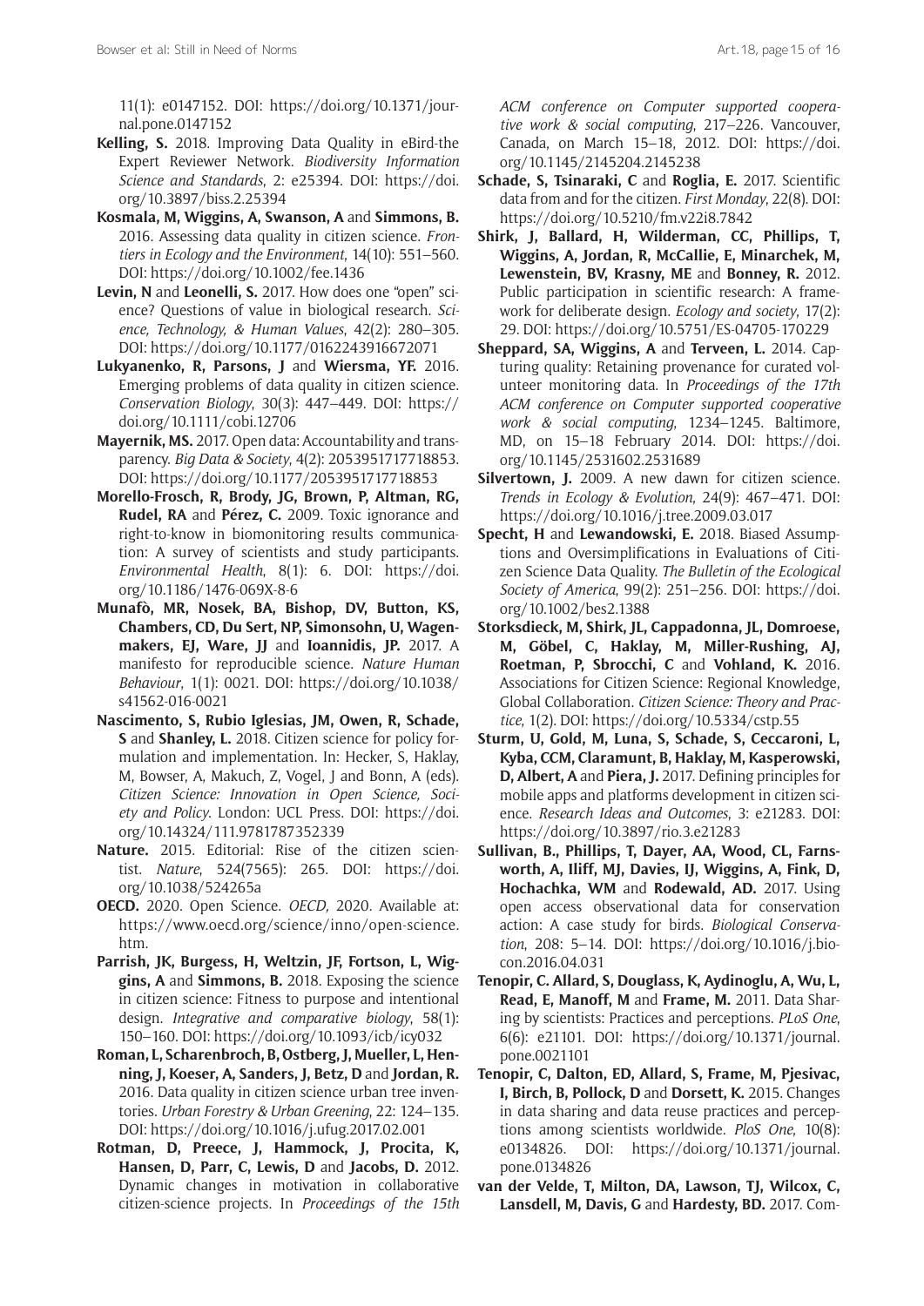11(1): e0147152. DOI: https://doi.org/10.1371/journal.pone.0147152

**Kelling, S.** 2018. Improving Data Quality in eBird-the Expert Reviewer Network. *Biodiversity Information Science and Standards*, 2: e25394. DOI: https://doi.org/10.3897/biss.2.25394

**Kosmala, M, Wiggins, A, Swanson, A** and **Simmons, B.** 2016. Assessing data quality in citizen science. *Frontiers in Ecology and the Environment*, 14(10): 551–560. DOI: https://doi.org/10.1002/fee.1436

**Levin, N** and **Leonelli, S.** 2017. How does one "open" science? Questions of value in biological research. *Science, Technology, & Human Values*, 42(2): 280–305. DOI: https://doi.org/10.1177/0162243916672071

**Lukyanenko, R, Parsons, J** and **Wiersma, YF.** 2016. Emerging problems of data quality in citizen science. *Conservation Biology*, 30(3): 447–449. DOI: https://doi.org/10.1111/cobi.12706

**Mayernik, MS.** 2017. Open data: Accountability and transparency. *Big Data & Society*, 4(2): 2053951717718853. DOI: https://doi.org/10.1177/2053951717718853

**Morello-Frosch, R, Brody, JG, Brown, P, Altman, RG, Rudel, RA** and **Pérez, C.** 2009. Toxic ignorance and right-to-know in biomonitoring results communication: A survey of scientists and study participants. *Environmental Health*, 8(1): 6. DOI: https://doi.org/10.1186/1476-069X-8-6

**Munafò, MR, Nosek, BA, Bishop, DV, Button, KS, Chambers, CD, Du Sert, NP, Simonsohn, U, Wagenmakers, EJ, Ware, JJ** and **Ioannidis, JP.** 2017. A manifesto for reproducible science. *Nature Human Behaviour*, 1(1): 0021. DOI: https://doi.org/10.1038/s41562-016-0021

**Nascimento, S, Rubio Iglesias, JM, Owen, R, Schade, S** and **Shanley, L.** 2018. Citizen science for policy formulation and implementation. In: Hecker, S, Haklay, M, Bowser, A, Makuch, Z, Vogel, J and Bonn, A (eds). *Citizen Science: Innovation in Open Science, Society and Policy*. London: UCL Press. DOI: https://doi.org/10.14324/111.9781787352339

**Nature.** 2015. Editorial: Rise of the citizen scientist. *Nature*, 524(7565): 265. DOI: https://doi.org/10.1038/524265a

**OECD.** 2020. Open Science. *OECD*, 2020. Available at: https://www.oecd.org/science/inno/open-science.htm.

**Parrish, JK, Burgess, H, Weltzin, JF, Fortson, L, Wiggins, A** and **Simmons, B.** 2018. Exposing the science in citizen science: Fitness to purpose and intentional design. *Integrative and comparative biology*, 58(1): 150–160. DOI: https://doi.org/10.1093/icb/icy032

**Roman, L, Scharenbroch, B, Ostberg, J, Mueller, L, Henning, J, Koeser, A, Sanders, J, Betz, D** and **Jordan, R.** 2016. Data quality in citizen science urban tree inventories. *Urban Forestry & Urban Greening*, 22: 124–135. DOI: https://doi.org/10.1016/j.ufug.2017.02.001

**Rotman, D, Preece, J, Hammock, J, Procita, K, Hansen, D, Parr, C, Lewis, D** and **Jacobs, D.** 2012. Dynamic changes in motivation in collaborative citizen-science projects. In *Proceedings of the 15th ACM conference on Computer supported cooperative work & social computing*, 217–226. Vancouver, Canada, on March 15–18, 2012. DOI: https://doi.org/10.1145/2145204.2145238

**Schade, S, Tsinaraki, C** and **Roglia, E.** 2017. Scientific data from and for the citizen. *First Monday*, 22(8). DOI: https://doi.org/10.5210/fm.v22i8.7842

**Shirk, J, Ballard, H, Wilderman, CC, Phillips, T, Wiggins, A, Jordan, R, McCallie, E, Minarchek, M, Lewenstein, BV, Krasny, ME** and **Bonney, R.** 2012. Public participation in scientific research: A framework for deliberate design. *Ecology and society*, 17(2): 29. DOI: https://doi.org/10.5751/ES-04705-170229

**Sheppard, SA, Wiggins, A** and **Terveen, L.** 2014. Capturing quality: Retaining provenance for curated volunteer monitoring data. In *Proceedings of the 17th ACM conference on Computer supported cooperative work & social computing*, 1234–1245. Baltimore, MD, on 15–18 February 2014. DOI: https://doi.org/10.1145/2531602.2531689

**Silvertown, J.** 2009. A new dawn for citizen science. *Trends in Ecology & Evolution*, 24(9): 467–471. DOI: https://doi.org/10.1016/j.tree.2009.03.017

**Specht, H** and **Lewandowski, E.** 2018. Biased Assumptions and Oversimplifications in Evaluations of Citizen Science Data Quality. *The Bulletin of the Ecological Society of America*, 99(2): 251–256. DOI: https://doi.org/10.1002/bes2.1388

**Storksdieck, M, Shirk, JL, Cappadonna, JL, Domroese, M, Göbel, C, Haklay, M, Miller-Rushing, AJ, Roetman, P, Sbrocchi, C** and **Vohland, K.** 2016. Associations for Citizen Science: Regional Knowledge, Global Collaboration. *Citizen Science: Theory and Practice*, 1(2). DOI: https://doi.org/10.5334/cstp.55

**Sturm, U, Gold, M, Luna, S, Schade, S, Ceccaroni, L, Kyba, CCM, Claramunt, B, Haklay, M, Kasperowski, D, Albert, A** and **Piera, J.** 2017. Defining principles for mobile apps and platforms development in citizen science. *Research Ideas and Outcomes*, 3: e21283. DOI: https://doi.org/10.3897/rio.3.e21283

**Sullivan, B., Phillips, T, Dayer, AA, Wood, CL, Farnsworth, A, Iliff, MJ, Davies, IJ, Wiggins, A, Fink, D, Hochachka, WM** and **Rodewald, AD.** 2017. Using open access observational data for conservation action: A case study for birds. *Biological Conservation*, 208: 5–14. DOI: https://doi.org/10.1016/j.biocon.2016.04.031

**Tenopir, C. Allard, S, Douglass, K, Aydinoglu, A, Wu, L, Read, E, Manoff, M** and **Frame, M.** 2011. Data Sharing by scientists: Practices and perceptions. *PLoS One*, 6(6): e21101. DOI: https://doi.org/10.1371/journal.pone.0021101

**Tenopir, C, Dalton, ED, Allard, S, Frame, M, Pjesivac, I, Birch, B, Pollock, D** and **Dorsett, K.** 2015. Changes in data sharing and data reuse practices and perceptions among scientists worldwide. *PloS One*, 10(8): e0134826. DOI: https://doi.org/10.1371/journal.pone.0134826

**van der Velde, T, Milton, DA, Lawson, TJ, Wilcox, C, Lansdell, M, Davis, G** and **Hardesty, BD.** 2017. Com-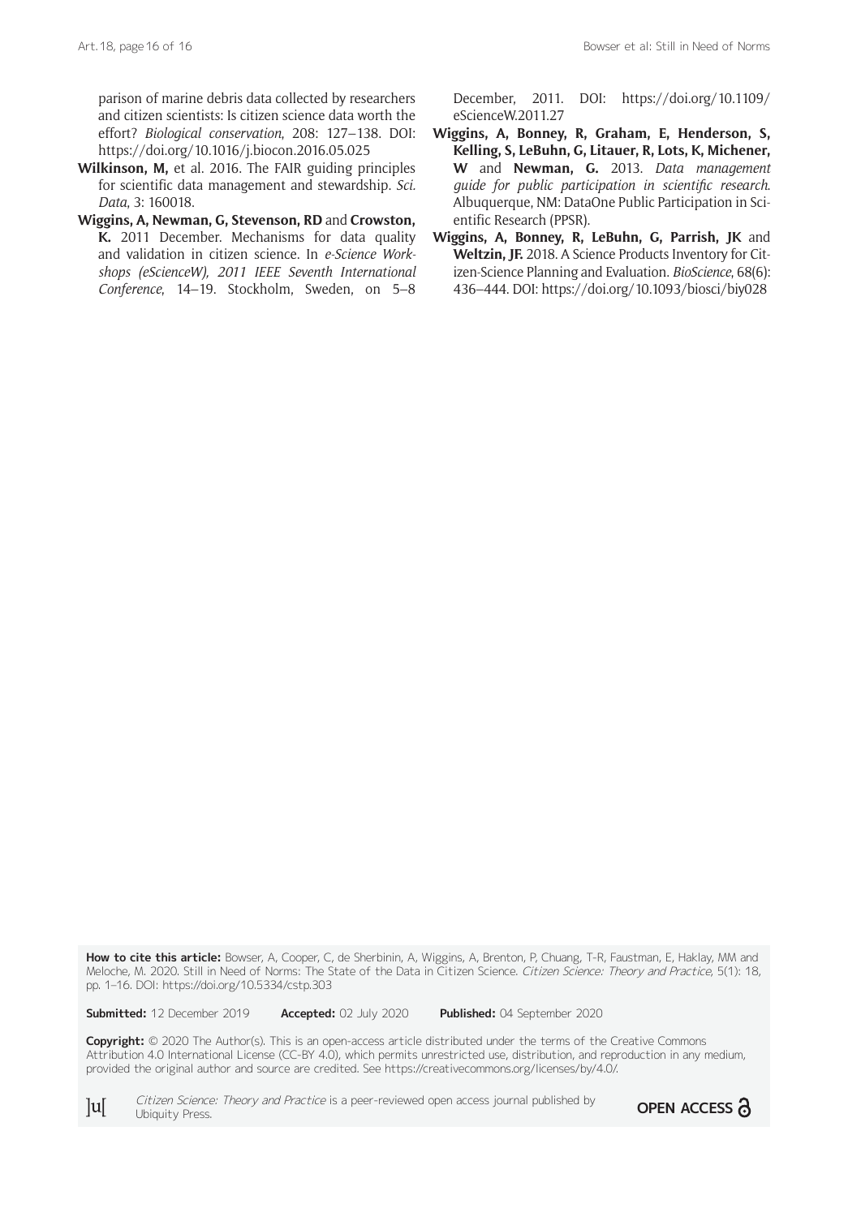parison of marine debris data collected by researchers and citizen scientists: Is citizen science data worth the effort? *Biological conservation*, 208: 127–138. DOI: https://doi.org/10.1016/j.biocon.2016.05.025

**Wilkinson, M,** et al. 2016. The FAIR guiding principles for scientific data management and stewardship. *Sci. Data*, 3: 160018.

**Wiggins, A, Newman, G, Stevenson, RD** and **Crowston, K.** 2011 December. Mechanisms for data quality and validation in citizen science. In *e-Science Workshops (eScienceW), 2011 IEEE Seventh International Conference*, 14–19. Stockholm, Sweden, on 5–8 December, 2011. DOI: https://doi.org/10.1109/eScienceW.2011.27

**Wiggins, A, Bonney, R, Graham, E, Henderson, S, Kelling, S, LeBuhn, G, Litauer, R, Lots, K, Michener, W** and **Newman, G.** 2013. *Data management guide for public participation in scientific research*. Albuquerque, NM: DataOne Public Participation in Scientific Research (PPSR).

**Wiggins, A, Bonney, R, LeBuhn, G, Parrish, JK** and **Weltzin, JF.** 2018. A Science Products Inventory for Citizen-Science Planning and Evaluation. *BioScience*, 68(6): 436–444. DOI: https://doi.org/10.1093/biosci/biy028

**How to cite this article:** Bowser, A, Cooper, C, de Sherbinin, A, Wiggins, A, Brenton, P, Chuang, T-R, Faustman, E, Haklay, MM and Meloche, M. 2020. Still in Need of Norms: The State of the Data in Citizen Science. *Citizen Science: Theory and Practice*, 5(1): 18, pp. 1–16. DOI: https://doi.org/10.5334/cstp.303

**Submitted:** 12 December 2019 **Accepted:** 02 July 2020 **Published:** 04 September 2020

**Copyright:** © 2020 The Author(s). This is an open-access article distributed under the terms of the Creative Commons Attribution 4.0 International License (CC-BY 4.0), which permits unrestricted use, distribution, and reproduction in any medium, provided the original author and source are credited. See https://creativecommons.org/licenses/by/4.0/.

*Citizen Science: Theory and Practice* is a peer-reviewed open access journal published by Ubiquity Press.

**OPEN ACCESS**